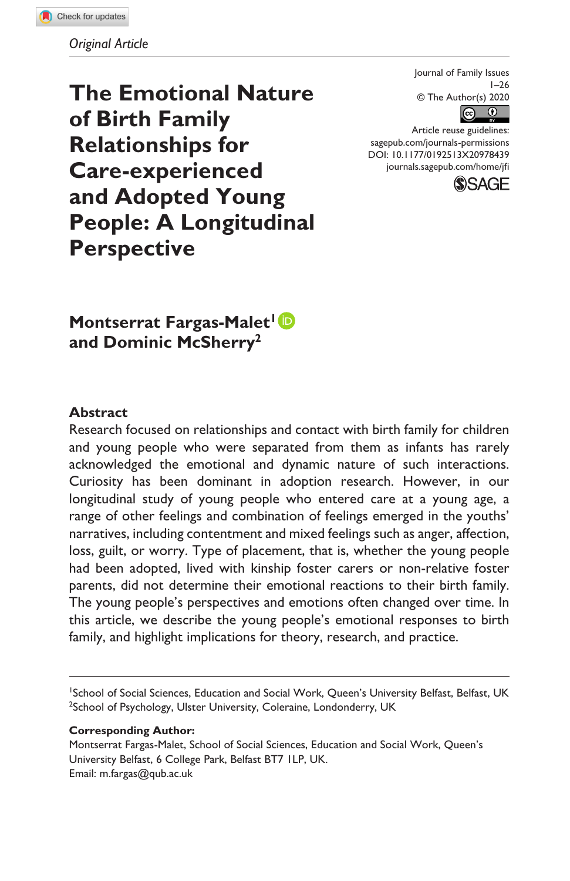*Original Article*

Journal of Family Issues
1–26
© The Author(s) 2020
Article reuse guidelines:
sagepub.com/journals-permissions
DOI: 10.1177/0192513X20978439
journals.sagepub.com/home/jfi

# The Emotional Nature of Birth Family Relationships for Care-experienced and Adopted Young People: A Longitudinal Perspective

**Montserrat Fargas-Malet[1] and Dominic McSherry[2]**

## Abstract

Research focused on relationships and contact with birth family for children and young people who were separated from them as infants has rarely acknowledged the emotional and dynamic nature of such interactions. Curiosity has been dominant in adoption research. However, in our longitudinal study of young people who entered care at a young age, a range of other feelings and combination of feelings emerged in the youths' narratives, including contentment and mixed feelings such as anger, affection, loss, guilt, or worry. Type of placement, that is, whether the young people had been adopted, lived with kinship foster carers or non-relative foster parents, did not determine their emotional reactions to their birth family. The young people's perspectives and emotions often changed over time. In this article, we describe the young people's emotional responses to birth family, and highlight implications for theory, research, and practice.

[1]School of Social Sciences, Education and Social Work, Queen's University Belfast, Belfast, UK
[2]School of Psychology, Ulster University, Coleraine, Londonderry, UK

**Corresponding Author:**
Montserrat Fargas-Malet, School of Social Sciences, Education and Social Work, Queen's University Belfast, 6 College Park, Belfast BT7 1LP, UK.
Email: m.fargas@qub.ac.uk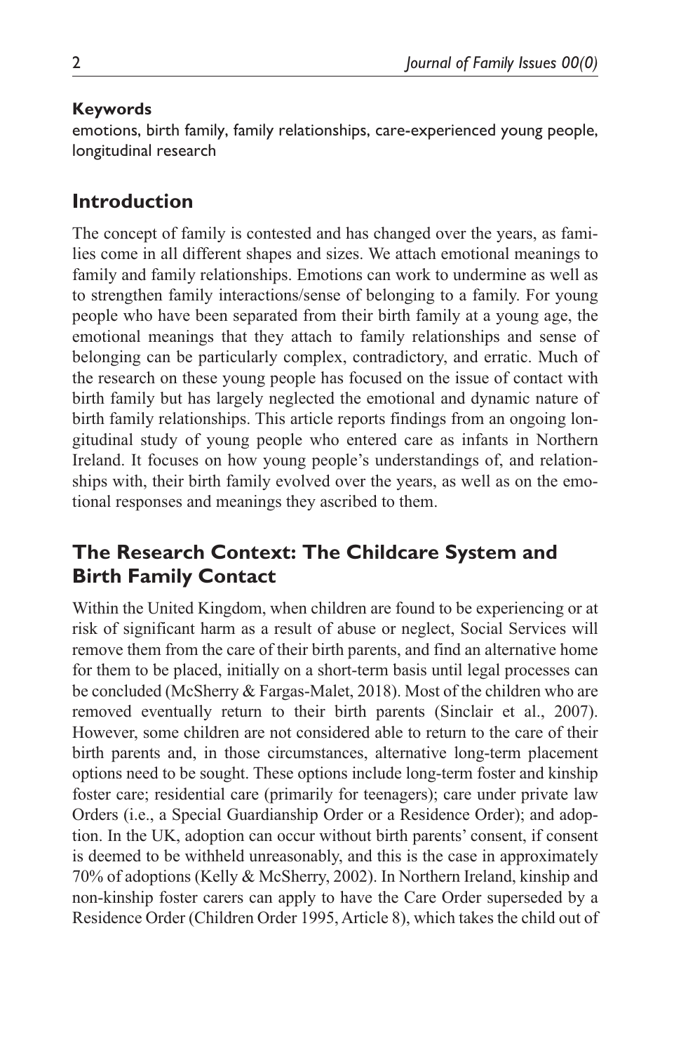**Keywords**

emotions, birth family, family relationships, care-experienced young people, longitudinal research

## Introduction

The concept of family is contested and has changed over the years, as families come in all different shapes and sizes. We attach emotional meanings to family and family relationships. Emotions can work to undermine as well as to strengthen family interactions/sense of belonging to a family. For young people who have been separated from their birth family at a young age, the emotional meanings that they attach to family relationships and sense of belonging can be particularly complex, contradictory, and erratic. Much of the research on these young people has focused on the issue of contact with birth family but has largely neglected the emotional and dynamic nature of birth family relationships. This article reports findings from an ongoing longitudinal study of young people who entered care as infants in Northern Ireland. It focuses on how young people's understandings of, and relationships with, their birth family evolved over the years, as well as on the emotional responses and meanings they ascribed to them.

## The Research Context: The Childcare System and Birth Family Contact

Within the United Kingdom, when children are found to be experiencing or at risk of significant harm as a result of abuse or neglect, Social Services will remove them from the care of their birth parents, and find an alternative home for them to be placed, initially on a short-term basis until legal processes can be concluded (McSherry & Fargas-Malet, 2018). Most of the children who are removed eventually return to their birth parents (Sinclair et al., 2007). However, some children are not considered able to return to the care of their birth parents and, in those circumstances, alternative long-term placement options need to be sought. These options include long-term foster and kinship foster care; residential care (primarily for teenagers); care under private law Orders (i.e., a Special Guardianship Order or a Residence Order); and adoption. In the UK, adoption can occur without birth parents' consent, if consent is deemed to be withheld unreasonably, and this is the case in approximately 70% of adoptions (Kelly & McSherry, 2002). In Northern Ireland, kinship and non-kinship foster carers can apply to have the Care Order superseded by a Residence Order (Children Order 1995, Article 8), which takes the child out of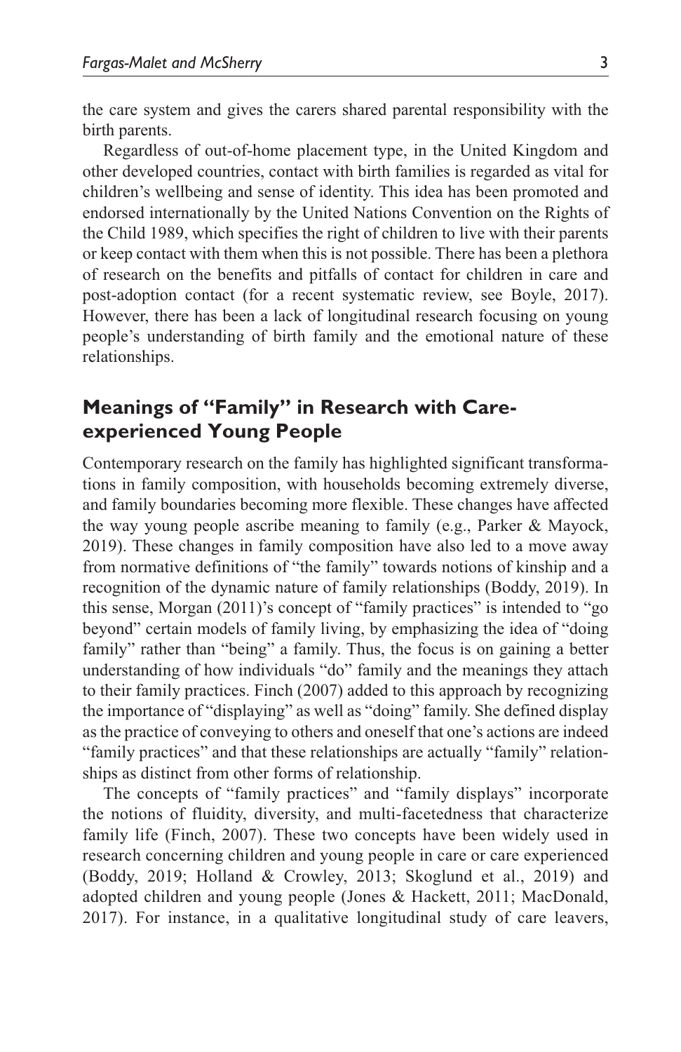the care system and gives the carers shared parental responsibility with the birth parents.

Regardless of out-of-home placement type, in the United Kingdom and other developed countries, contact with birth families is regarded as vital for children's wellbeing and sense of identity. This idea has been promoted and endorsed internationally by the United Nations Convention on the Rights of the Child 1989, which specifies the right of children to live with their parents or keep contact with them when this is not possible. There has been a plethora of research on the benefits and pitfalls of contact for children in care and post-adoption contact (for a recent systematic review, see Boyle, 2017). However, there has been a lack of longitudinal research focusing on young people's understanding of birth family and the emotional nature of these relationships.

## Meanings of "Family" in Research with Care-experienced Young People

Contemporary research on the family has highlighted significant transformations in family composition, with households becoming extremely diverse, and family boundaries becoming more flexible. These changes have affected the way young people ascribe meaning to family (e.g., Parker & Mayock, 2019). These changes in family composition have also led to a move away from normative definitions of "the family" towards notions of kinship and a recognition of the dynamic nature of family relationships (Boddy, 2019). In this sense, Morgan (2011)'s concept of "family practices" is intended to "go beyond" certain models of family living, by emphasizing the idea of "doing family" rather than "being" a family. Thus, the focus is on gaining a better understanding of how individuals "do" family and the meanings they attach to their family practices. Finch (2007) added to this approach by recognizing the importance of "displaying" as well as "doing" family. She defined display as the practice of conveying to others and oneself that one's actions are indeed "family practices" and that these relationships are actually "family" relationships as distinct from other forms of relationship.

The concepts of "family practices" and "family displays" incorporate the notions of fluidity, diversity, and multi-facetedness that characterize family life (Finch, 2007). These two concepts have been widely used in research concerning children and young people in care or care experienced (Boddy, 2019; Holland & Crowley, 2013; Skoglund et al., 2019) and adopted children and young people (Jones & Hackett, 2011; MacDonald, 2017). For instance, in a qualitative longitudinal study of care leavers,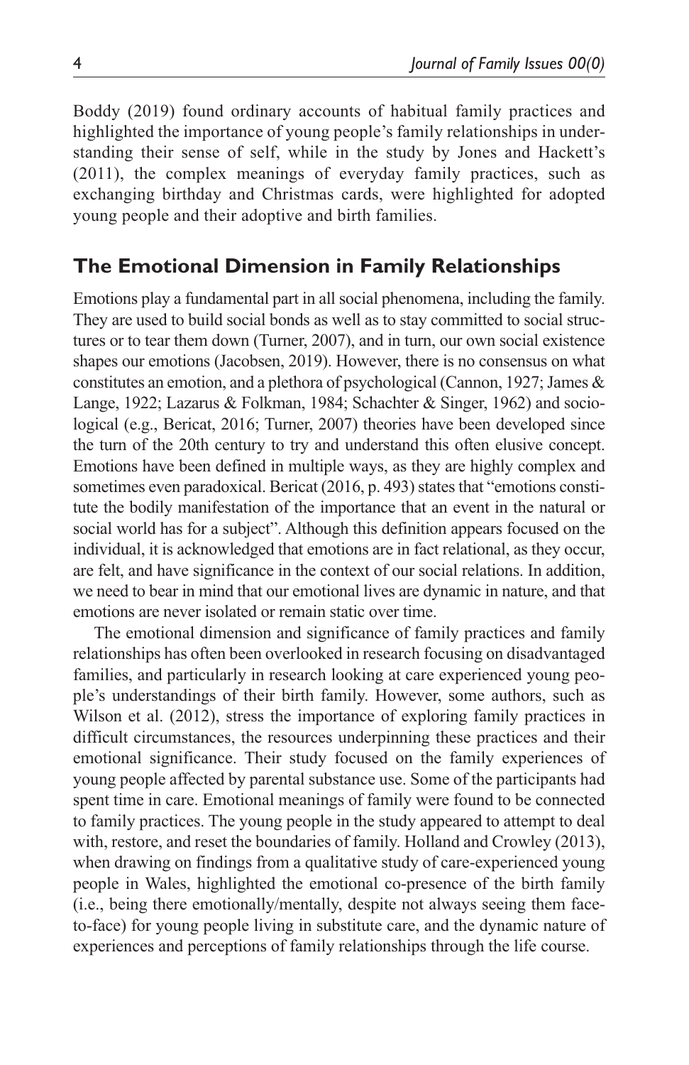Boddy (2019) found ordinary accounts of habitual family practices and highlighted the importance of young people's family relationships in understanding their sense of self, while in the study by Jones and Hackett's (2011), the complex meanings of everyday family practices, such as exchanging birthday and Christmas cards, were highlighted for adopted young people and their adoptive and birth families.

## The Emotional Dimension in Family Relationships

Emotions play a fundamental part in all social phenomena, including the family. They are used to build social bonds as well as to stay committed to social structures or to tear them down (Turner, 2007), and in turn, our own social existence shapes our emotions (Jacobsen, 2019). However, there is no consensus on what constitutes an emotion, and a plethora of psychological (Cannon, 1927; James & Lange, 1922; Lazarus & Folkman, 1984; Schachter & Singer, 1962) and sociological (e.g., Bericat, 2016; Turner, 2007) theories have been developed since the turn of the 20th century to try and understand this often elusive concept. Emotions have been defined in multiple ways, as they are highly complex and sometimes even paradoxical. Bericat (2016, p. 493) states that "emotions constitute the bodily manifestation of the importance that an event in the natural or social world has for a subject". Although this definition appears focused on the individual, it is acknowledged that emotions are in fact relational, as they occur, are felt, and have significance in the context of our social relations. In addition, we need to bear in mind that our emotional lives are dynamic in nature, and that emotions are never isolated or remain static over time.

The emotional dimension and significance of family practices and family relationships has often been overlooked in research focusing on disadvantaged families, and particularly in research looking at care experienced young people's understandings of their birth family. However, some authors, such as Wilson et al. (2012), stress the importance of exploring family practices in difficult circumstances, the resources underpinning these practices and their emotional significance. Their study focused on the family experiences of young people affected by parental substance use. Some of the participants had spent time in care. Emotional meanings of family were found to be connected to family practices. The young people in the study appeared to attempt to deal with, restore, and reset the boundaries of family. Holland and Crowley (2013), when drawing on findings from a qualitative study of care-experienced young people in Wales, highlighted the emotional co-presence of the birth family (i.e., being there emotionally/mentally, despite not always seeing them face-to-face) for young people living in substitute care, and the dynamic nature of experiences and perceptions of family relationships through the life course.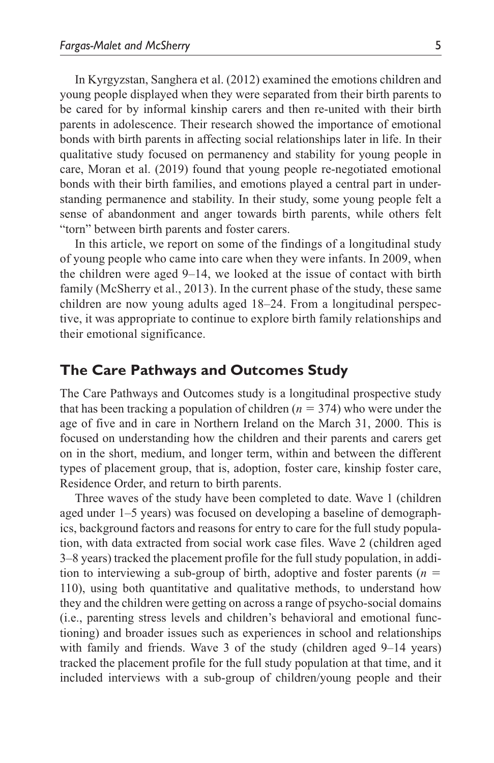In Kyrgyzstan, Sanghera et al. (2012) examined the emotions children and young people displayed when they were separated from their birth parents to be cared for by informal kinship carers and then re-united with their birth parents in adolescence. Their research showed the importance of emotional bonds with birth parents in affecting social relationships later in life. In their qualitative study focused on permanency and stability for young people in care, Moran et al. (2019) found that young people re-negotiated emotional bonds with their birth families, and emotions played a central part in understanding permanence and stability. In their study, some young people felt a sense of abandonment and anger towards birth parents, while others felt "torn" between birth parents and foster carers.

In this article, we report on some of the findings of a longitudinal study of young people who came into care when they were infants. In 2009, when the children were aged 9–14, we looked at the issue of contact with birth family (McSherry et al., 2013). In the current phase of the study, these same children are now young adults aged 18–24. From a longitudinal perspective, it was appropriate to continue to explore birth family relationships and their emotional significance.

## The Care Pathways and Outcomes Study

The Care Pathways and Outcomes study is a longitudinal prospective study that has been tracking a population of children ($n = 374$) who were under the age of five and in care in Northern Ireland on the March 31, 2000. This is focused on understanding how the children and their parents and carers get on in the short, medium, and longer term, within and between the different types of placement group, that is, adoption, foster care, kinship foster care, Residence Order, and return to birth parents.

Three waves of the study have been completed to date. Wave 1 (children aged under 1–5 years) was focused on developing a baseline of demographics, background factors and reasons for entry to care for the full study population, with data extracted from social work case files. Wave 2 (children aged 3–8 years) tracked the placement profile for the full study population, in addition to interviewing a sub-group of birth, adoptive and foster parents ($n = 110$), using both quantitative and qualitative methods, to understand how they and the children were getting on across a range of psycho-social domains (i.e., parenting stress levels and children's behavioral and emotional functioning) and broader issues such as experiences in school and relationships with family and friends. Wave 3 of the study (children aged 9–14 years) tracked the placement profile for the full study population at that time, and it included interviews with a sub-group of children/young people and their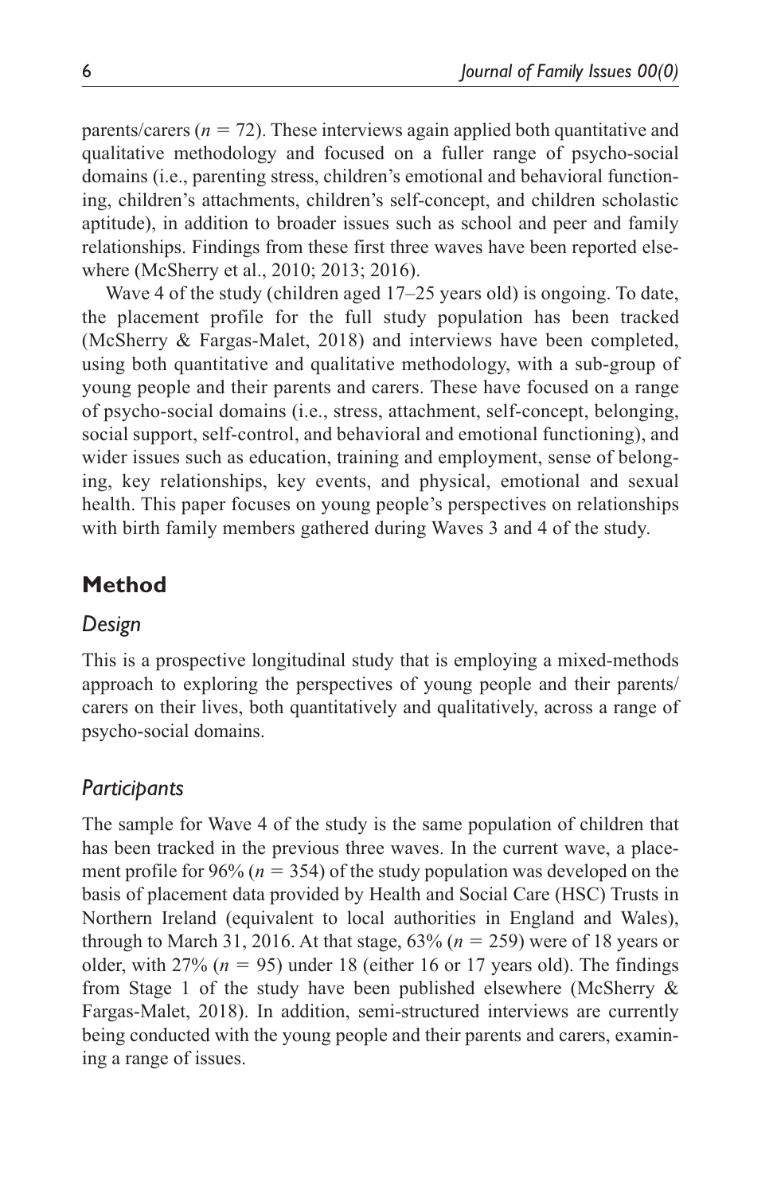parents/carers ($n = 72$). These interviews again applied both quantitative and qualitative methodology and focused on a fuller range of psycho-social domains (i.e., parenting stress, children's emotional and behavioral functioning, children's attachments, children's self-concept, and children scholastic aptitude), in addition to broader issues such as school and peer and family relationships. Findings from these first three waves have been reported elsewhere (McSherry et al., 2010; 2013; 2016).

Wave 4 of the study (children aged 17–25 years old) is ongoing. To date, the placement profile for the full study population has been tracked (McSherry & Fargas-Malet, 2018) and interviews have been completed, using both quantitative and qualitative methodology, with a sub-group of young people and their parents and carers. These have focused on a range of psycho-social domains (i.e., stress, attachment, self-concept, belonging, social support, self-control, and behavioral and emotional functioning), and wider issues such as education, training and employment, sense of belonging, key relationships, key events, and physical, emotional and sexual health. This paper focuses on young people's perspectives on relationships with birth family members gathered during Waves 3 and 4 of the study.

## Method

### *Design*

This is a prospective longitudinal study that is employing a mixed-methods approach to exploring the perspectives of young people and their parents/carers on their lives, both quantitatively and qualitatively, across a range of psycho-social domains.

### *Participants*

The sample for Wave 4 of the study is the same population of children that has been tracked in the previous three waves. In the current wave, a placement profile for 96% ($n = 354$) of the study population was developed on the basis of placement data provided by Health and Social Care (HSC) Trusts in Northern Ireland (equivalent to local authorities in England and Wales), through to March 31, 2016. At that stage, 63% ($n = 259$) were of 18 years or older, with 27% ($n = 95$) under 18 (either 16 or 17 years old). The findings from Stage 1 of the study have been published elsewhere (McSherry & Fargas-Malet, 2018). In addition, semi-structured interviews are currently being conducted with the young people and their parents and carers, examining a range of issues.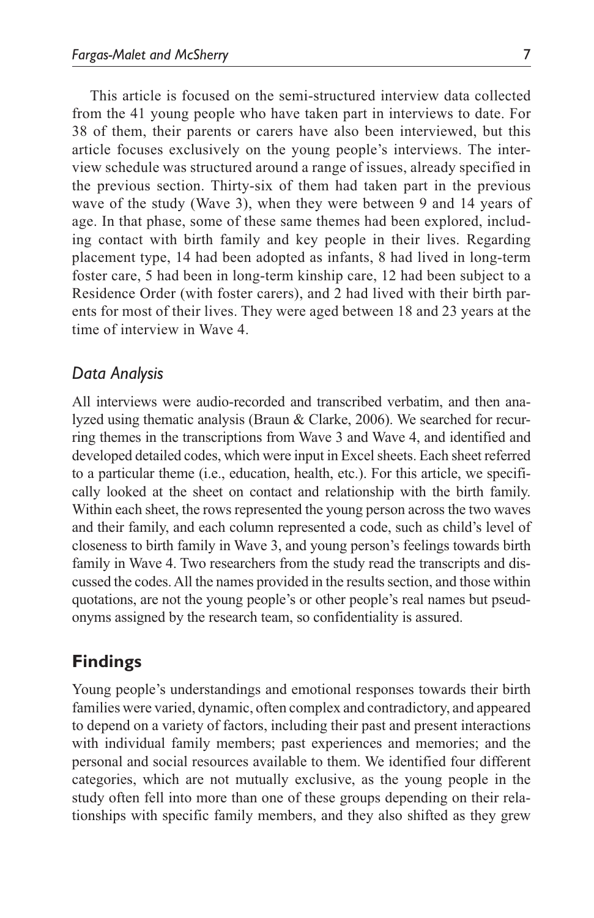This article is focused on the semi-structured interview data collected from the 41 young people who have taken part in interviews to date. For 38 of them, their parents or carers have also been interviewed, but this article focuses exclusively on the young people's interviews. The interview schedule was structured around a range of issues, already specified in the previous section. Thirty-six of them had taken part in the previous wave of the study (Wave 3), when they were between 9 and 14 years of age. In that phase, some of these same themes had been explored, including contact with birth family and key people in their lives. Regarding placement type, 14 had been adopted as infants, 8 had lived in long-term foster care, 5 had been in long-term kinship care, 12 had been subject to a Residence Order (with foster carers), and 2 had lived with their birth parents for most of their lives. They were aged between 18 and 23 years at the time of interview in Wave 4.

### *Data Analysis*

All interviews were audio-recorded and transcribed verbatim, and then analyzed using thematic analysis (Braun & Clarke, 2006). We searched for recurring themes in the transcriptions from Wave 3 and Wave 4, and identified and developed detailed codes, which were input in Excel sheets. Each sheet referred to a particular theme (i.e., education, health, etc.). For this article, we specifically looked at the sheet on contact and relationship with the birth family. Within each sheet, the rows represented the young person across the two waves and their family, and each column represented a code, such as child's level of closeness to birth family in Wave 3, and young person's feelings towards birth family in Wave 4. Two researchers from the study read the transcripts and discussed the codes. All the names provided in the results section, and those within quotations, are not the young people's or other people's real names but pseudonyms assigned by the research team, so confidentiality is assured.

## **Findings**

Young people's understandings and emotional responses towards their birth families were varied, dynamic, often complex and contradictory, and appeared to depend on a variety of factors, including their past and present interactions with individual family members; past experiences and memories; and the personal and social resources available to them. We identified four different categories, which are not mutually exclusive, as the young people in the study often fell into more than one of these groups depending on their relationships with specific family members, and they also shifted as they grew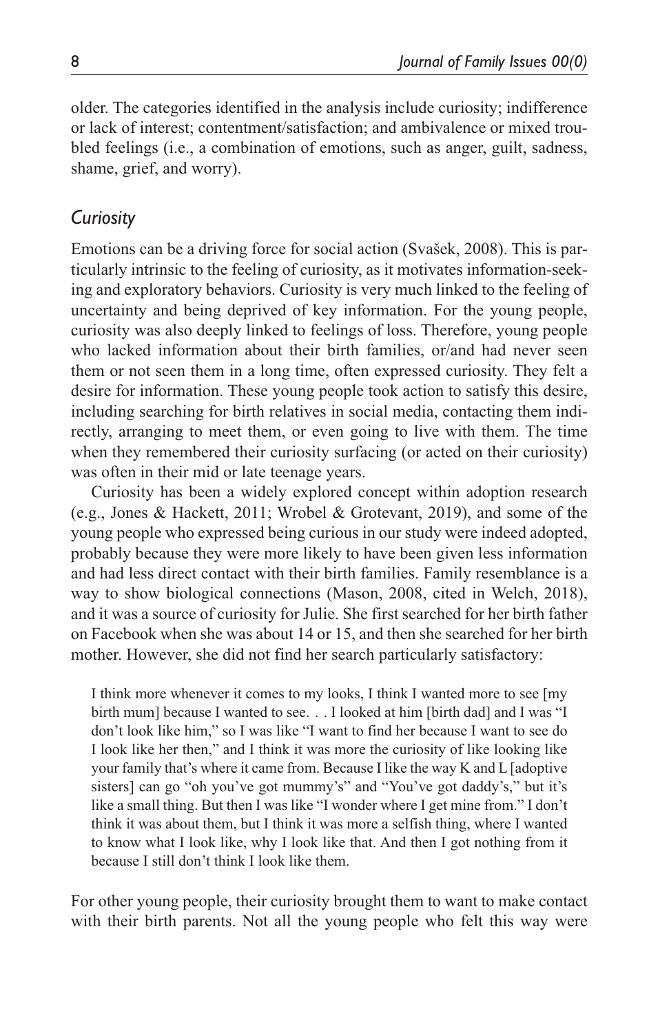older. The categories identified in the analysis include curiosity; indifference or lack of interest; contentment/satisfaction; and ambivalence or mixed troubled feelings (i.e., a combination of emotions, such as anger, guilt, sadness, shame, grief, and worry).

## *Curiosity*

Emotions can be a driving force for social action (Svašek, 2008). This is particularly intrinsic to the feeling of curiosity, as it motivates information-seeking and exploratory behaviors. Curiosity is very much linked to the feeling of uncertainty and being deprived of key information. For the young people, curiosity was also deeply linked to feelings of loss. Therefore, young people who lacked information about their birth families, or/and had never seen them or not seen them in a long time, often expressed curiosity. They felt a desire for information. These young people took action to satisfy this desire, including searching for birth relatives in social media, contacting them indirectly, arranging to meet them, or even going to live with them. The time when they remembered their curiosity surfacing (or acted on their curiosity) was often in their mid or late teenage years.

Curiosity has been a widely explored concept within adoption research (e.g., Jones & Hackett, 2011; Wrobel & Grotevant, 2019), and some of the young people who expressed being curious in our study were indeed adopted, probably because they were more likely to have been given less information and had less direct contact with their birth families. Family resemblance is a way to show biological connections (Mason, 2008, cited in Welch, 2018), and it was a source of curiosity for Julie. She first searched for her birth father on Facebook when she was about 14 or 15, and then she searched for her birth mother. However, she did not find her search particularly satisfactory:

> I think more whenever it comes to my looks, I think I wanted more to see [my birth mum] because I wanted to see. . . I looked at him [birth dad] and I was "I don't look like him," so I was like "I want to find her because I want to see do I look like her then," and I think it was more the curiosity of like looking like your family that's where it came from. Because I like the way K and L [adoptive sisters] can go "oh you've got mummy's" and "You've got daddy's," but it's like a small thing. But then I was like "I wonder where I get mine from." I don't think it was about them, but I think it was more a selfish thing, where I wanted to know what I look like, why I look like that. And then I got nothing from it because I still don't think I look like them.

For other young people, their curiosity brought them to want to make contact with their birth parents. Not all the young people who felt this way were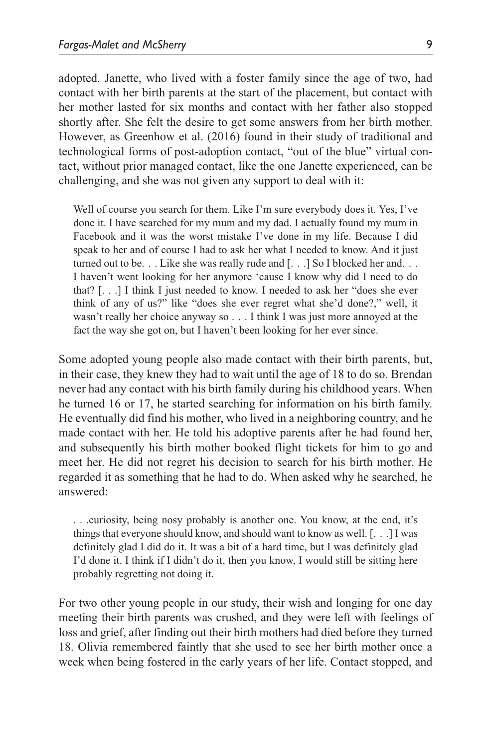adopted. Janette, who lived with a foster family since the age of two, had contact with her birth parents at the start of the placement, but contact with her mother lasted for six months and contact with her father also stopped shortly after. She felt the desire to get some answers from her birth mother. However, as Greenhow et al. (2016) found in their study of traditional and technological forms of post-adoption contact, "out of the blue" virtual contact, without prior managed contact, like the one Janette experienced, can be challenging, and she was not given any support to deal with it:

> Well of course you search for them. Like I'm sure everybody does it. Yes, I've done it. I have searched for my mum and my dad. I actually found my mum in Facebook and it was the worst mistake I've done in my life. Because I did speak to her and of course I had to ask her what I needed to know. And it just turned out to be. . . Like she was really rude and [. . .] So I blocked her and. . . I haven't went looking for her anymore 'cause I know why did I need to do that? [. . .] I think I just needed to know. I needed to ask her "does she ever think of any of us?" like "does she ever regret what she'd done?," well, it wasn't really her choice anyway so . . . I think I was just more annoyed at the fact the way she got on, but I haven't been looking for her ever since.

Some adopted young people also made contact with their birth parents, but, in their case, they knew they had to wait until the age of 18 to do so. Brendan never had any contact with his birth family during his childhood years. When he turned 16 or 17, he started searching for information on his birth family. He eventually did find his mother, who lived in a neighboring country, and he made contact with her. He told his adoptive parents after he had found her, and subsequently his birth mother booked flight tickets for him to go and meet her. He did not regret his decision to search for his birth mother. He regarded it as something that he had to do. When asked why he searched, he answered:

> . . .curiosity, being nosy probably is another one. You know, at the end, it's things that everyone should know, and should want to know as well. [. . .] I was definitely glad I did do it. It was a bit of a hard time, but I was definitely glad I'd done it. I think if I didn't do it, then you know, I would still be sitting here probably regretting not doing it.

For two other young people in our study, their wish and longing for one day meeting their birth parents was crushed, and they were left with feelings of loss and grief, after finding out their birth mothers had died before they turned 18. Olivia remembered faintly that she used to see her birth mother once a week when being fostered in the early years of her life. Contact stopped, and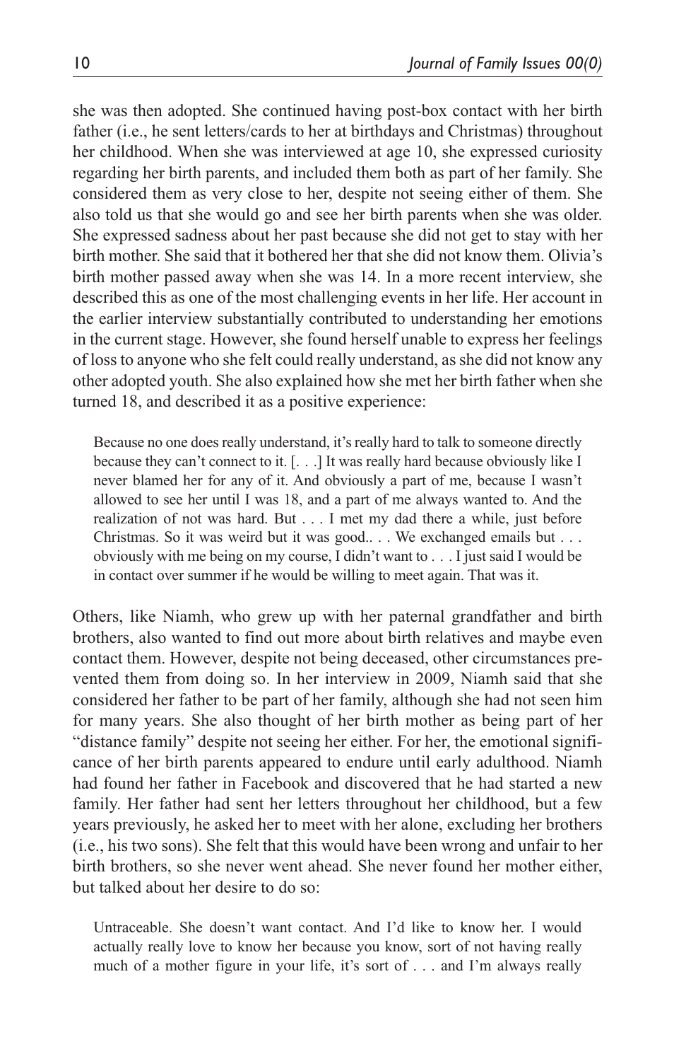she was then adopted. She continued having post-box contact with her birth father (i.e., he sent letters/cards to her at birthdays and Christmas) throughout her childhood. When she was interviewed at age 10, she expressed curiosity regarding her birth parents, and included them both as part of her family. She considered them as very close to her, despite not seeing either of them. She also told us that she would go and see her birth parents when she was older. She expressed sadness about her past because she did not get to stay with her birth mother. She said that it bothered her that she did not know them. Olivia's birth mother passed away when she was 14. In a more recent interview, she described this as one of the most challenging events in her life. Her account in the earlier interview substantially contributed to understanding her emotions in the current stage. However, she found herself unable to express her feelings of loss to anyone who she felt could really understand, as she did not know any other adopted youth. She also explained how she met her birth father when she turned 18, and described it as a positive experience:

> Because no one does really understand, it's really hard to talk to someone directly because they can't connect to it. [. . .] It was really hard because obviously like I never blamed her for any of it. And obviously a part of me, because I wasn't allowed to see her until I was 18, and a part of me always wanted to. And the realization of not was hard. But . . . I met my dad there a while, just before Christmas. So it was weird but it was good.. . . We exchanged emails but . . . obviously with me being on my course, I didn't want to . . . I just said I would be in contact over summer if he would be willing to meet again. That was it.

Others, like Niamh, who grew up with her paternal grandfather and birth brothers, also wanted to find out more about birth relatives and maybe even contact them. However, despite not being deceased, other circumstances prevented them from doing so. In her interview in 2009, Niamh said that she considered her father to be part of her family, although she had not seen him for many years. She also thought of her birth mother as being part of her "distance family" despite not seeing her either. For her, the emotional significance of her birth parents appeared to endure until early adulthood. Niamh had found her father in Facebook and discovered that he had started a new family. Her father had sent her letters throughout her childhood, but a few years previously, he asked her to meet with her alone, excluding her brothers (i.e., his two sons). She felt that this would have been wrong and unfair to her birth brothers, so she never went ahead. She never found her mother either, but talked about her desire to do so:

> Untraceable. She doesn't want contact. And I'd like to know her. I would actually really love to know her because you know, sort of not having really much of a mother figure in your life, it's sort of . . . and I'm always really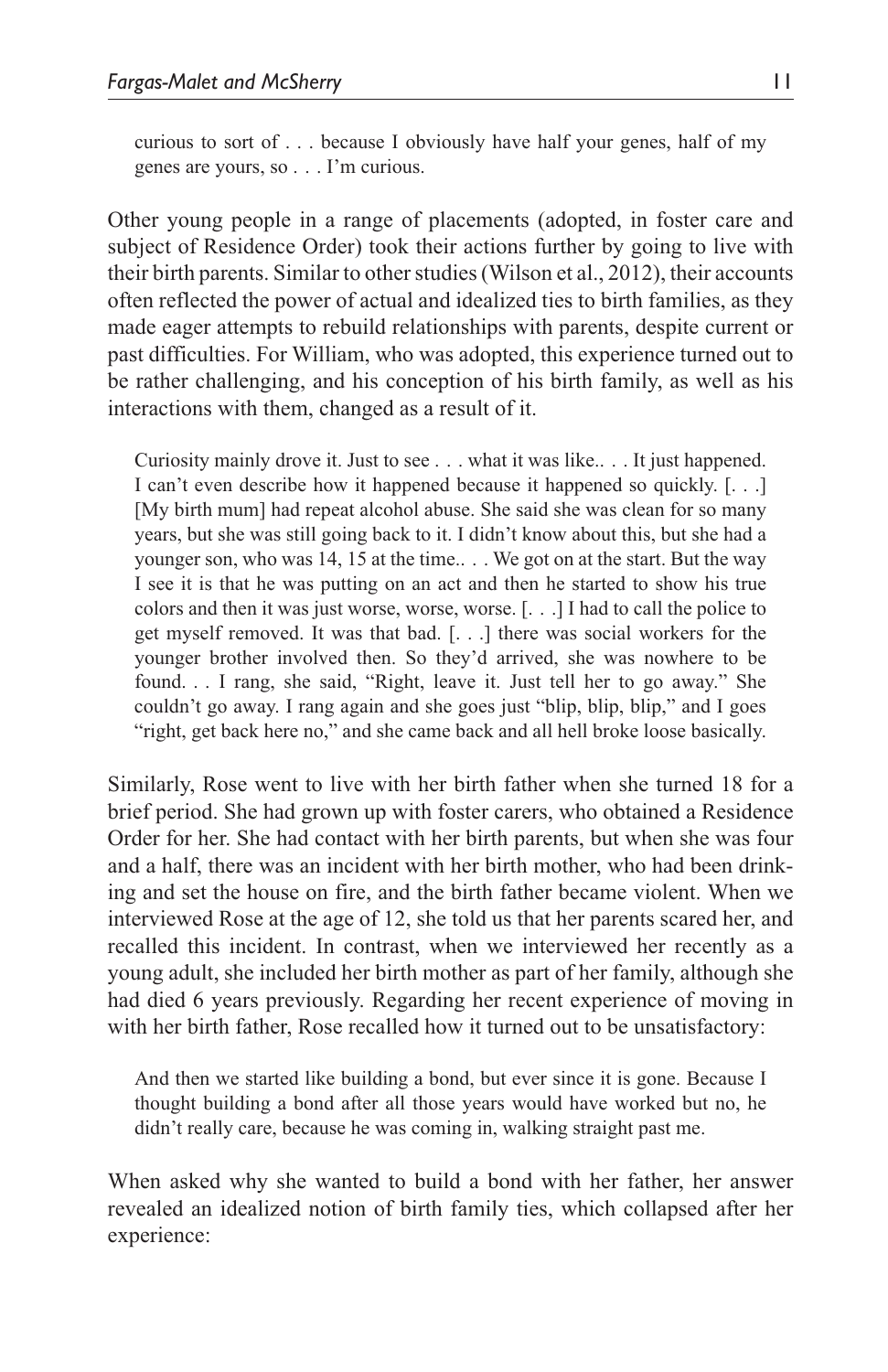> curious to sort of . . . because I obviously have half your genes, half of my genes are yours, so . . . I'm curious.

Other young people in a range of placements (adopted, in foster care and subject of Residence Order) took their actions further by going to live with their birth parents. Similar to other studies (Wilson et al., 2012), their accounts often reflected the power of actual and idealized ties to birth families, as they made eager attempts to rebuild relationships with parents, despite current or past difficulties. For William, who was adopted, this experience turned out to be rather challenging, and his conception of his birth family, as well as his interactions with them, changed as a result of it.

> Curiosity mainly drove it. Just to see . . . what it was like.. . . It just happened. I can't even describe how it happened because it happened so quickly. [. . .] [My birth mum] had repeat alcohol abuse. She said she was clean for so many years, but she was still going back to it. I didn't know about this, but she had a younger son, who was 14, 15 at the time.. . . We got on at the start. But the way I see it is that he was putting on an act and then he started to show his true colors and then it was just worse, worse, worse. [. . .] I had to call the police to get myself removed. It was that bad. [. . .] there was social workers for the younger brother involved then. So they'd arrived, she was nowhere to be found. . . I rang, she said, "Right, leave it. Just tell her to go away." She couldn't go away. I rang again and she goes just "blip, blip, blip," and I goes "right, get back here no," and she came back and all hell broke loose basically.

Similarly, Rose went to live with her birth father when she turned 18 for a brief period. She had grown up with foster carers, who obtained a Residence Order for her. She had contact with her birth parents, but when she was four and a half, there was an incident with her birth mother, who had been drinking and set the house on fire, and the birth father became violent. When we interviewed Rose at the age of 12, she told us that her parents scared her, and recalled this incident. In contrast, when we interviewed her recently as a young adult, she included her birth mother as part of her family, although she had died 6 years previously. Regarding her recent experience of moving in with her birth father, Rose recalled how it turned out to be unsatisfactory:

> And then we started like building a bond, but ever since it is gone. Because I thought building a bond after all those years would have worked but no, he didn't really care, because he was coming in, walking straight past me.

When asked why she wanted to build a bond with her father, her answer revealed an idealized notion of birth family ties, which collapsed after her experience: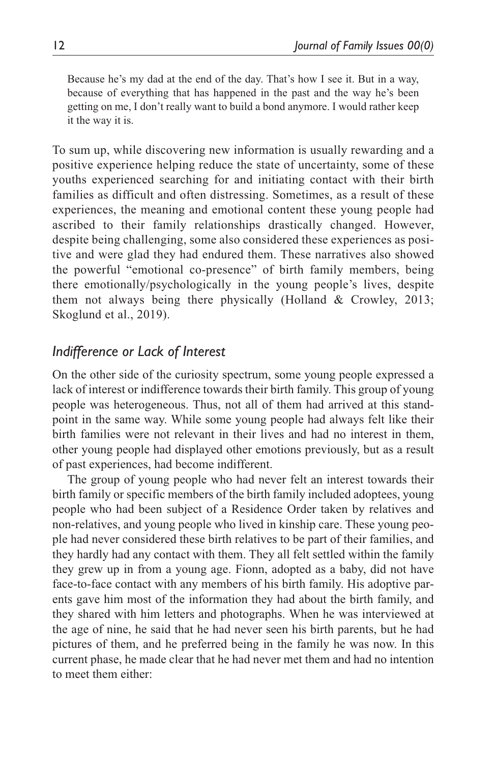> Because he's my dad at the end of the day. That's how I see it. But in a way, because of everything that has happened in the past and the way he's been getting on me, I don't really want to build a bond anymore. I would rather keep it the way it is.

To sum up, while discovering new information is usually rewarding and a positive experience helping reduce the state of uncertainty, some of these youths experienced searching for and initiating contact with their birth families as difficult and often distressing. Sometimes, as a result of these experiences, the meaning and emotional content these young people had ascribed to their family relationships drastically changed. However, despite being challenging, some also considered these experiences as positive and were glad they had endured them. These narratives also showed the powerful "emotional co-presence" of birth family members, being there emotionally/psychologically in the young people's lives, despite them not always being there physically (Holland & Crowley, 2013; Skoglund et al., 2019).

### *Indifference or Lack of Interest*

On the other side of the curiosity spectrum, some young people expressed a lack of interest or indifference towards their birth family. This group of young people was heterogeneous. Thus, not all of them had arrived at this standpoint in the same way. While some young people had always felt like their birth families were not relevant in their lives and had no interest in them, other young people had displayed other emotions previously, but as a result of past experiences, had become indifferent.

The group of young people who had never felt an interest towards their birth family or specific members of the birth family included adoptees, young people who had been subject of a Residence Order taken by relatives and non-relatives, and young people who lived in kinship care. These young people had never considered these birth relatives to be part of their families, and they hardly had any contact with them. They all felt settled within the family they grew up in from a young age. Fionn, adopted as a baby, did not have face-to-face contact with any members of his birth family. His adoptive parents gave him most of the information they had about the birth family, and they shared with him letters and photographs. When he was interviewed at the age of nine, he said that he had never seen his birth parents, but he had pictures of them, and he preferred being in the family he was now. In this current phase, he made clear that he had never met them and had no intention to meet them either: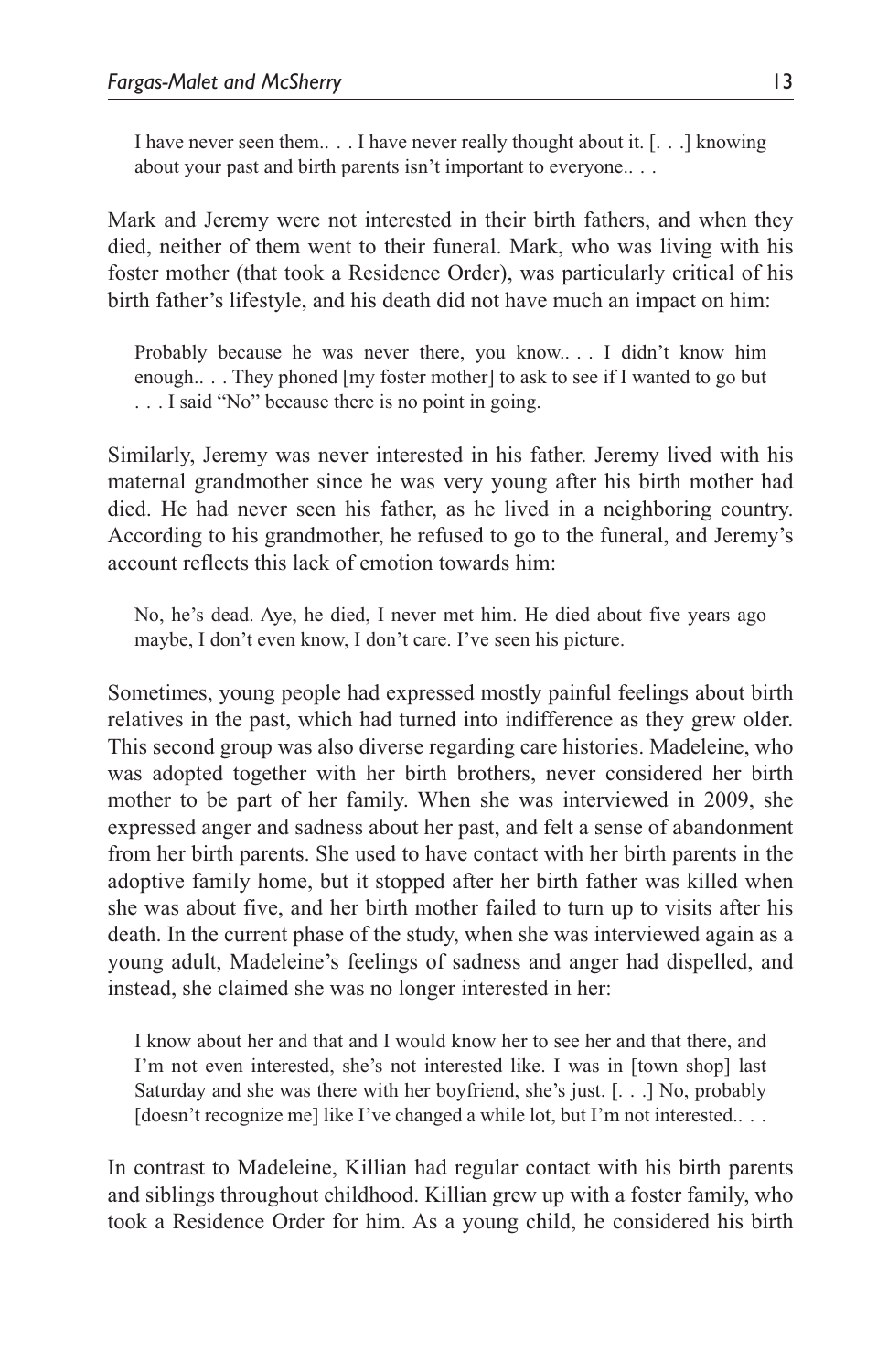> I have never seen them.. . . I have never really thought about it. [. . .] knowing about your past and birth parents isn't important to everyone.. . .

Mark and Jeremy were not interested in their birth fathers, and when they died, neither of them went to their funeral. Mark, who was living with his foster mother (that took a Residence Order), was particularly critical of his birth father's lifestyle, and his death did not have much an impact on him:

> Probably because he was never there, you know.. . . I didn't know him enough.. . . They phoned [my foster mother] to ask to see if I wanted to go but . . . I said "No" because there is no point in going.

Similarly, Jeremy was never interested in his father. Jeremy lived with his maternal grandmother since he was very young after his birth mother had died. He had never seen his father, as he lived in a neighboring country. According to his grandmother, he refused to go to the funeral, and Jeremy's account reflects this lack of emotion towards him:

> No, he's dead. Aye, he died, I never met him. He died about five years ago maybe, I don't even know, I don't care. I've seen his picture.

Sometimes, young people had expressed mostly painful feelings about birth relatives in the past, which had turned into indifference as they grew older. This second group was also diverse regarding care histories. Madeleine, who was adopted together with her birth brothers, never considered her birth mother to be part of her family. When she was interviewed in 2009, she expressed anger and sadness about her past, and felt a sense of abandonment from her birth parents. She used to have contact with her birth parents in the adoptive family home, but it stopped after her birth father was killed when she was about five, and her birth mother failed to turn up to visits after his death. In the current phase of the study, when she was interviewed again as a young adult, Madeleine's feelings of sadness and anger had dispelled, and instead, she claimed she was no longer interested in her:

> I know about her and that and I would know her to see her and that there, and I'm not even interested, she's not interested like. I was in [town shop] last Saturday and she was there with her boyfriend, she's just. [. . .] No, probably [doesn't recognize me] like I've changed a while lot, but I'm not interested.. . .

In contrast to Madeleine, Killian had regular contact with his birth parents and siblings throughout childhood. Killian grew up with a foster family, who took a Residence Order for him. As a young child, he considered his birth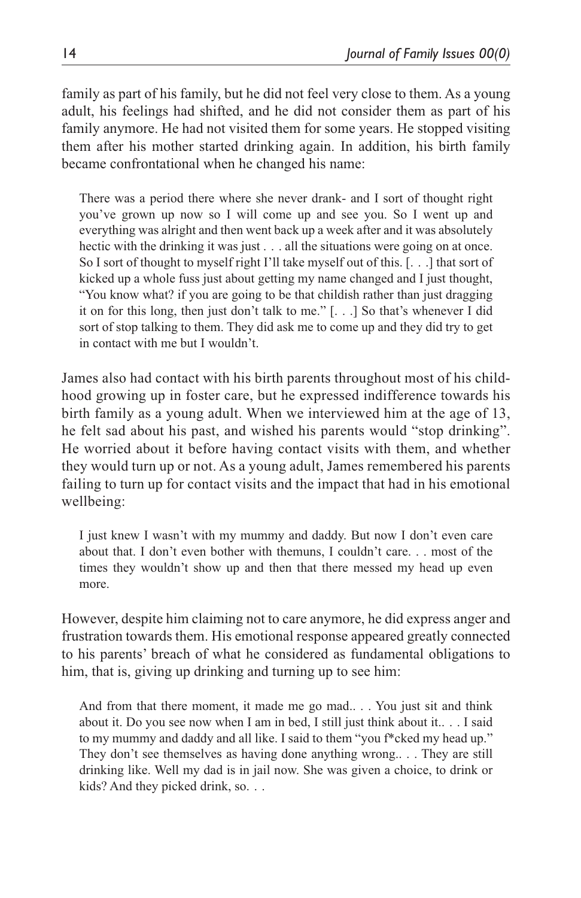family as part of his family, but he did not feel very close to them. As a young adult, his feelings had shifted, and he did not consider them as part of his family anymore. He had not visited them for some years. He stopped visiting them after his mother started drinking again. In addition, his birth family became confrontational when he changed his name:

> There was a period there where she never drank- and I sort of thought right you've grown up now so I will come up and see you. So I went up and everything was alright and then went back up a week after and it was absolutely hectic with the drinking it was just . . . all the situations were going on at once. So I sort of thought to myself right I'll take myself out of this. [. . .] that sort of kicked up a whole fuss just about getting my name changed and I just thought, "You know what? if you are going to be that childish rather than just dragging it on for this long, then just don't talk to me." [. . .] So that's whenever I did sort of stop talking to them. They did ask me to come up and they did try to get in contact with me but I wouldn't.

James also had contact with his birth parents throughout most of his childhood growing up in foster care, but he expressed indifference towards his birth family as a young adult. When we interviewed him at the age of 13, he felt sad about his past, and wished his parents would "stop drinking". He worried about it before having contact visits with them, and whether they would turn up or not. As a young adult, James remembered his parents failing to turn up for contact visits and the impact that had in his emotional wellbeing:

> I just knew I wasn't with my mummy and daddy. But now I don't even care about that. I don't even bother with themuns, I couldn't care. . . most of the times they wouldn't show up and then that there messed my head up even more.

However, despite him claiming not to care anymore, he did express anger and frustration towards them. His emotional response appeared greatly connected to his parents' breach of what he considered as fundamental obligations to him, that is, giving up drinking and turning up to see him:

> And from that there moment, it made me go mad.. . . You just sit and think about it. Do you see now when I am in bed, I still just think about it.. . . I said to my mummy and daddy and all like. I said to them "you f*cked my head up." They don't see themselves as having done anything wrong.. . . They are still drinking like. Well my dad is in jail now. She was given a choice, to drink or kids? And they picked drink, so. . .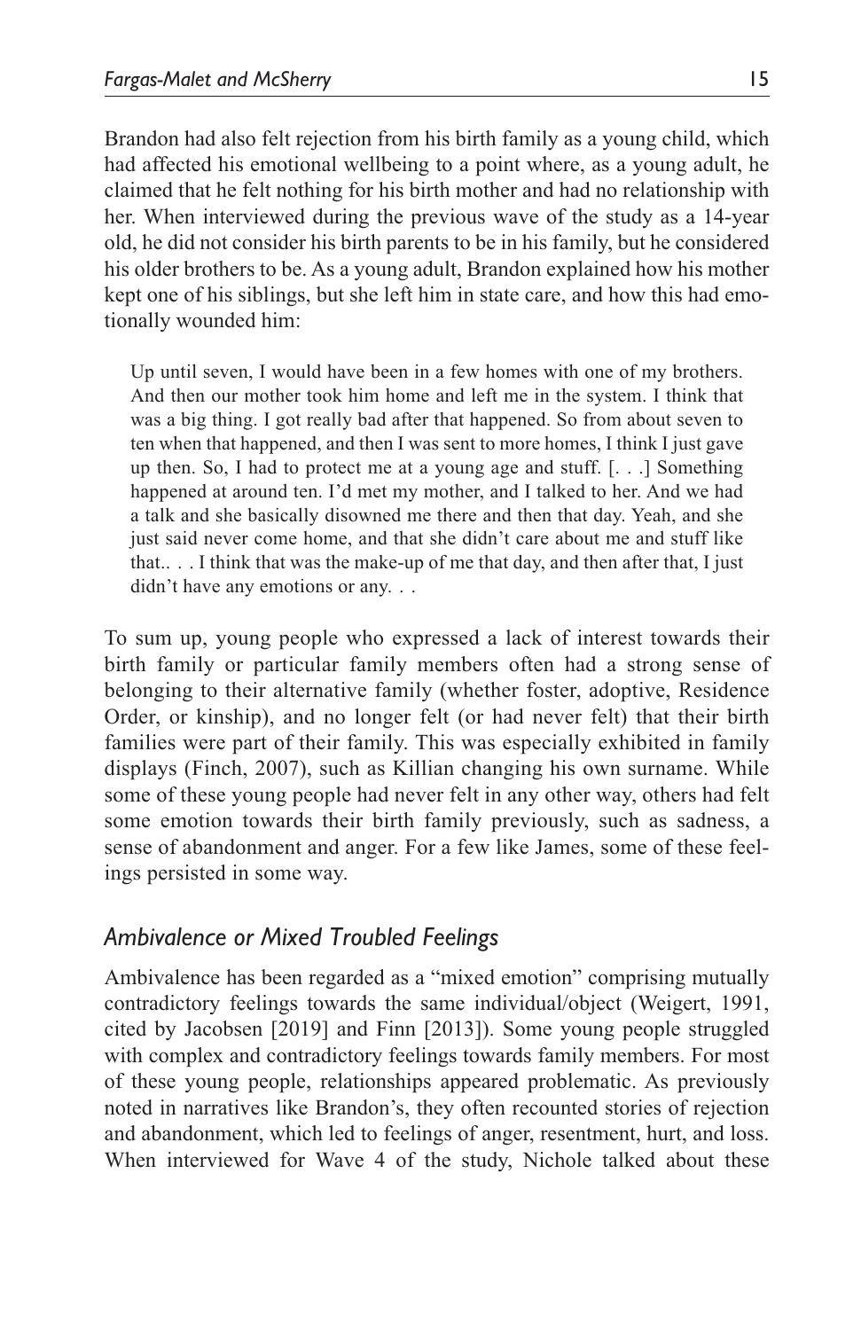Brandon had also felt rejection from his birth family as a young child, which had affected his emotional wellbeing to a point where, as a young adult, he claimed that he felt nothing for his birth mother and had no relationship with her. When interviewed during the previous wave of the study as a 14-year old, he did not consider his birth parents to be in his family, but he considered his older brothers to be. As a young adult, Brandon explained how his mother kept one of his siblings, but she left him in state care, and how this had emotionally wounded him:

> Up until seven, I would have been in a few homes with one of my brothers. And then our mother took him home and left me in the system. I think that was a big thing. I got really bad after that happened. So from about seven to ten when that happened, and then I was sent to more homes, I think I just gave up then. So, I had to protect me at a young age and stuff. [. . .] Something happened at around ten. I'd met my mother, and I talked to her. And we had a talk and she basically disowned me there and then that day. Yeah, and she just said never come home, and that she didn't care about me and stuff like that.. . . I think that was the make-up of me that day, and then after that, I just didn't have any emotions or any. . .

To sum up, young people who expressed a lack of interest towards their birth family or particular family members often had a strong sense of belonging to their alternative family (whether foster, adoptive, Residence Order, or kinship), and no longer felt (or had never felt) that their birth families were part of their family. This was especially exhibited in family displays (Finch, 2007), such as Killian changing his own surname. While some of these young people had never felt in any other way, others had felt some emotion towards their birth family previously, such as sadness, a sense of abandonment and anger. For a few like James, some of these feelings persisted in some way.

### *Ambivalence or Mixed Troubled Feelings*

Ambivalence has been regarded as a "mixed emotion" comprising mutually contradictory feelings towards the same individual/object (Weigert, 1991, cited by Jacobsen [2019] and Finn [2013]). Some young people struggled with complex and contradictory feelings towards family members. For most of these young people, relationships appeared problematic. As previously noted in narratives like Brandon's, they often recounted stories of rejection and abandonment, which led to feelings of anger, resentment, hurt, and loss. When interviewed for Wave 4 of the study, Nichole talked about these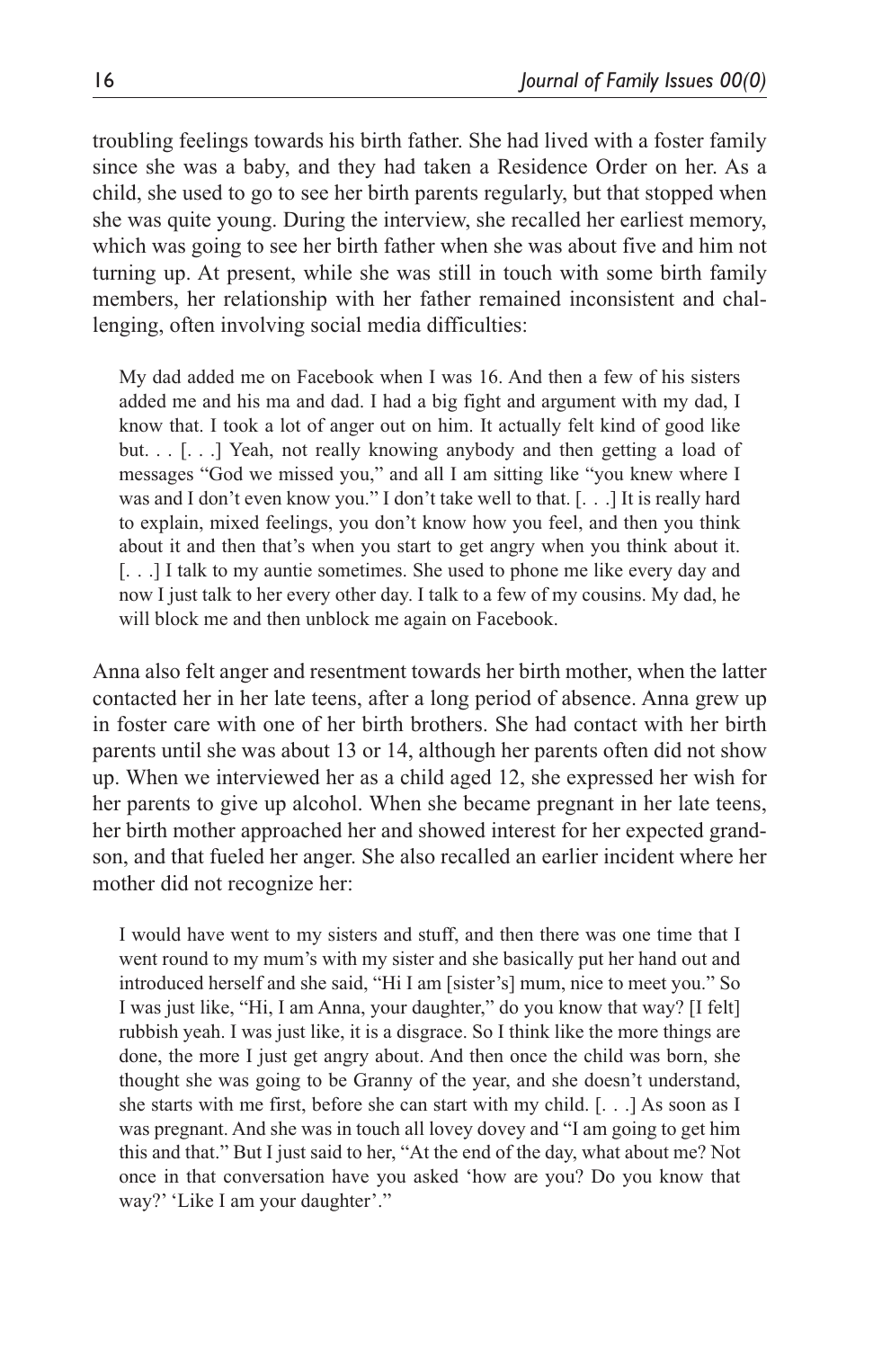troubling feelings towards his birth father. She had lived with a foster family since she was a baby, and they had taken a Residence Order on her. As a child, she used to go to see her birth parents regularly, but that stopped when she was quite young. During the interview, she recalled her earliest memory, which was going to see her birth father when she was about five and him not turning up. At present, while she was still in touch with some birth family members, her relationship with her father remained inconsistent and challenging, often involving social media difficulties:

> My dad added me on Facebook when I was 16. And then a few of his sisters added me and his ma and dad. I had a big fight and argument with my dad, I know that. I took a lot of anger out on him. It actually felt kind of good like but. . . [. . .] Yeah, not really knowing anybody and then getting a load of messages "God we missed you," and all I am sitting like "you knew where I was and I don't even know you." I don't take well to that. [. . .] It is really hard to explain, mixed feelings, you don't know how you feel, and then you think about it and then that's when you start to get angry when you think about it. [. . .] I talk to my auntie sometimes. She used to phone me like every day and now I just talk to her every other day. I talk to a few of my cousins. My dad, he will block me and then unblock me again on Facebook.

Anna also felt anger and resentment towards her birth mother, when the latter contacted her in her late teens, after a long period of absence. Anna grew up in foster care with one of her birth brothers. She had contact with her birth parents until she was about 13 or 14, although her parents often did not show up. When we interviewed her as a child aged 12, she expressed her wish for her parents to give up alcohol. When she became pregnant in her late teens, her birth mother approached her and showed interest for her expected grandson, and that fueled her anger. She also recalled an earlier incident where her mother did not recognize her:

> I would have went to my sisters and stuff, and then there was one time that I went round to my mum's with my sister and she basically put her hand out and introduced herself and she said, "Hi I am [sister's] mum, nice to meet you." So I was just like, "Hi, I am Anna, your daughter," do you know that way? [I felt] rubbish yeah. I was just like, it is a disgrace. So I think like the more things are done, the more I just get angry about. And then once the child was born, she thought she was going to be Granny of the year, and she doesn't understand, she starts with me first, before she can start with my child. [. . .] As soon as I was pregnant. And she was in touch all lovey dovey and "I am going to get him this and that." But I just said to her, "At the end of the day, what about me? Not once in that conversation have you asked 'how are you? Do you know that way?' 'Like I am your daughter'."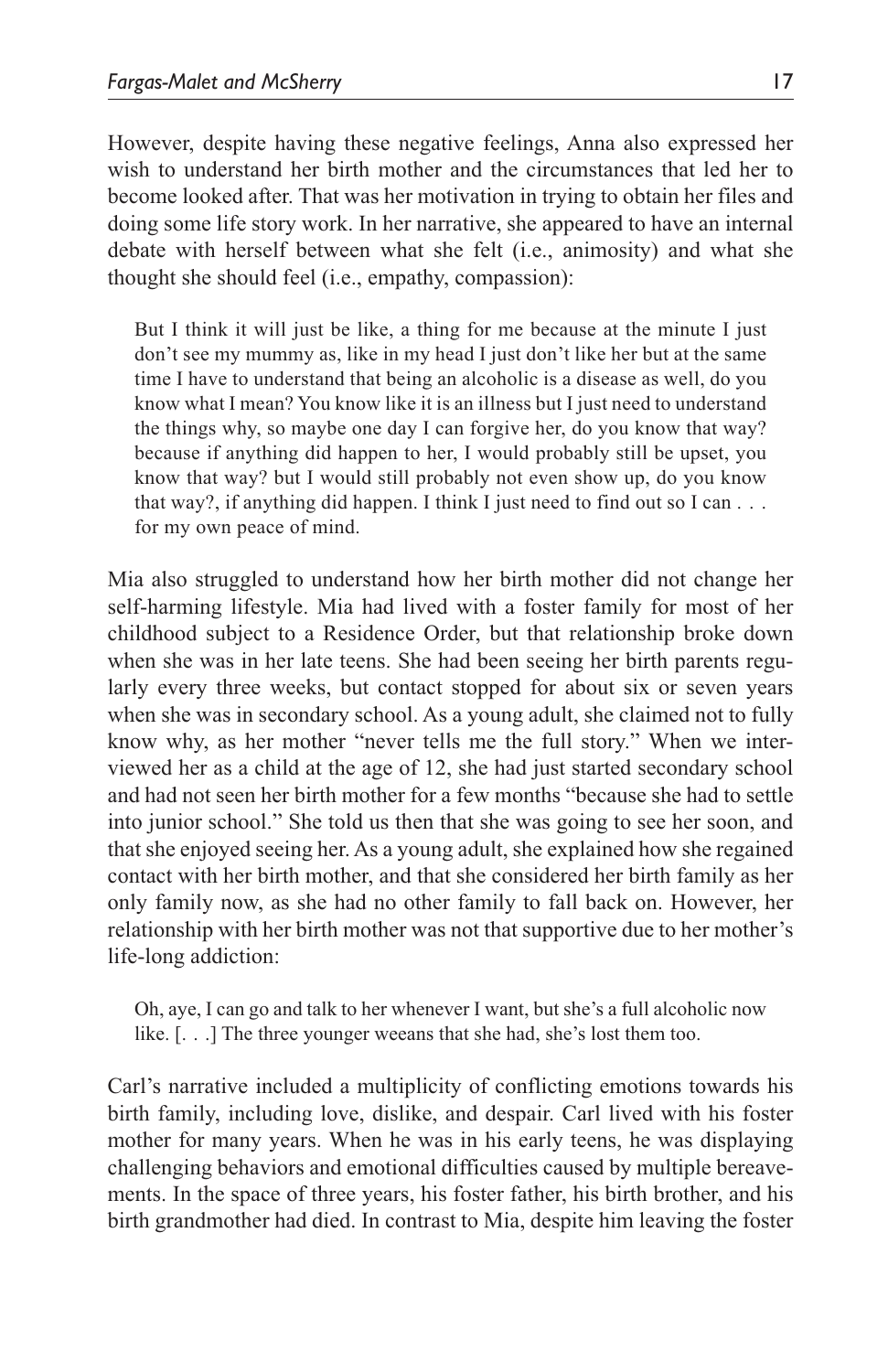However, despite having these negative feelings, Anna also expressed her wish to understand her birth mother and the circumstances that led her to become looked after. That was her motivation in trying to obtain her files and doing some life story work. In her narrative, she appeared to have an internal debate with herself between what she felt (i.e., animosity) and what she thought she should feel (i.e., empathy, compassion):

> But I think it will just be like, a thing for me because at the minute I just don't see my mummy as, like in my head I just don't like her but at the same time I have to understand that being an alcoholic is a disease as well, do you know what I mean? You know like it is an illness but I just need to understand the things why, so maybe one day I can forgive her, do you know that way? because if anything did happen to her, I would probably still be upset, you know that way? but I would still probably not even show up, do you know that way?, if anything did happen. I think I just need to find out so I can . . . for my own peace of mind.

Mia also struggled to understand how her birth mother did not change her self-harming lifestyle. Mia had lived with a foster family for most of her childhood subject to a Residence Order, but that relationship broke down when she was in her late teens. She had been seeing her birth parents regularly every three weeks, but contact stopped for about six or seven years when she was in secondary school. As a young adult, she claimed not to fully know why, as her mother "never tells me the full story." When we interviewed her as a child at the age of 12, she had just started secondary school and had not seen her birth mother for a few months "because she had to settle into junior school." She told us then that she was going to see her soon, and that she enjoyed seeing her. As a young adult, she explained how she regained contact with her birth mother, and that she considered her birth family as her only family now, as she had no other family to fall back on. However, her relationship with her birth mother was not that supportive due to her mother's life-long addiction:

> Oh, aye, I can go and talk to her whenever I want, but she's a full alcoholic now like. [. . .] The three younger weeans that she had, she's lost them too.

Carl's narrative included a multiplicity of conflicting emotions towards his birth family, including love, dislike, and despair. Carl lived with his foster mother for many years. When he was in his early teens, he was displaying challenging behaviors and emotional difficulties caused by multiple bereavements. In the space of three years, his foster father, his birth brother, and his birth grandmother had died. In contrast to Mia, despite him leaving the foster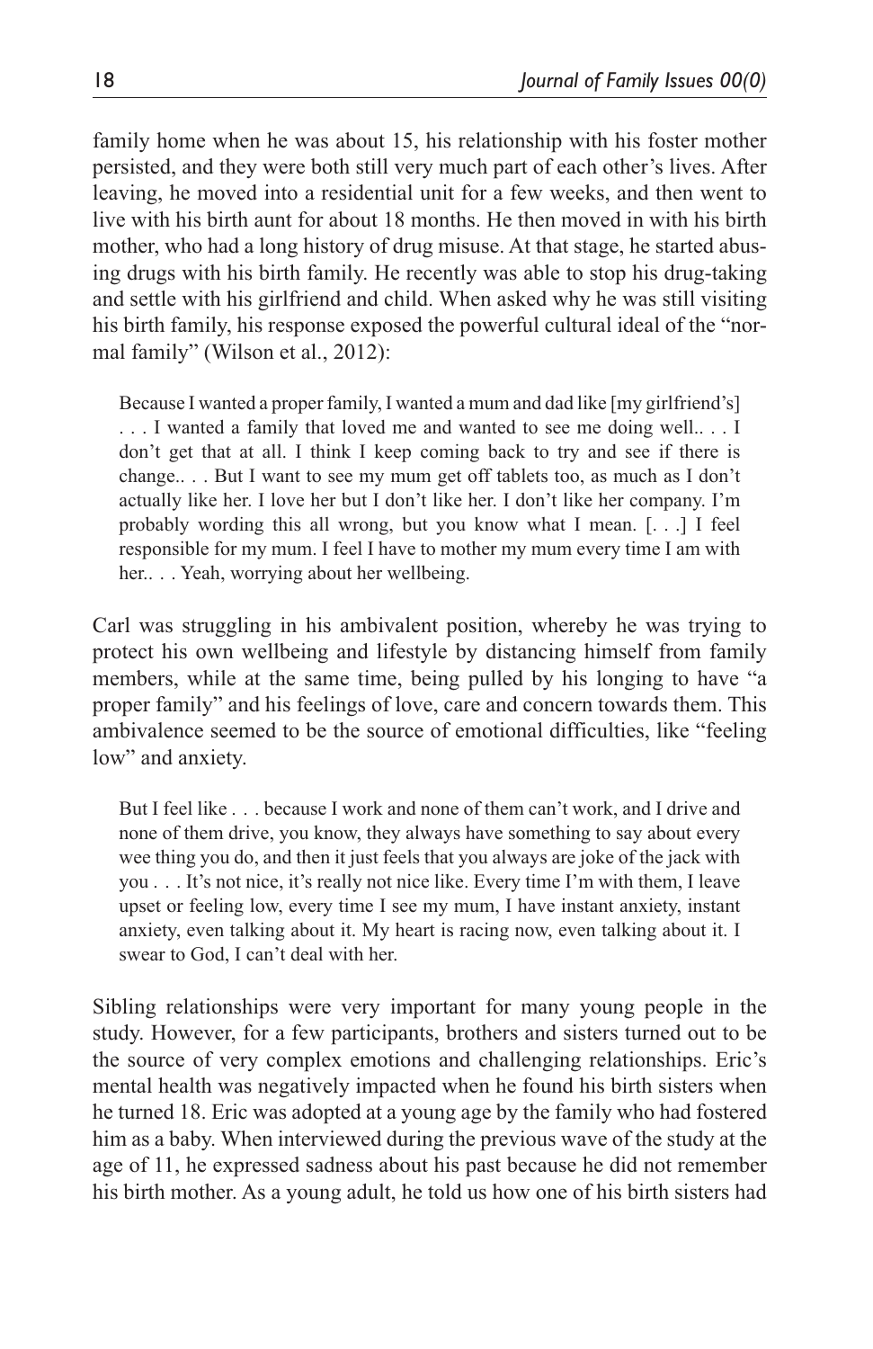family home when he was about 15, his relationship with his foster mother persisted, and they were both still very much part of each other's lives. After leaving, he moved into a residential unit for a few weeks, and then went to live with his birth aunt for about 18 months. He then moved in with his birth mother, who had a long history of drug misuse. At that stage, he started abusing drugs with his birth family. He recently was able to stop his drug-taking and settle with his girlfriend and child. When asked why he was still visiting his birth family, his response exposed the powerful cultural ideal of the "normal family" (Wilson et al., 2012):

> Because I wanted a proper family, I wanted a mum and dad like [my girlfriend's] . . . I wanted a family that loved me and wanted to see me doing well.. . . I don't get that at all. I think I keep coming back to try and see if there is change.. . . But I want to see my mum get off tablets too, as much as I don't actually like her. I love her but I don't like her. I don't like her company. I'm probably wording this all wrong, but you know what I mean. [. . .] I feel responsible for my mum. I feel I have to mother my mum every time I am with her.. . . Yeah, worrying about her wellbeing.

Carl was struggling in his ambivalent position, whereby he was trying to protect his own wellbeing and lifestyle by distancing himself from family members, while at the same time, being pulled by his longing to have "a proper family" and his feelings of love, care and concern towards them. This ambivalence seemed to be the source of emotional difficulties, like "feeling low" and anxiety.

> But I feel like . . . because I work and none of them can't work, and I drive and none of them drive, you know, they always have something to say about every wee thing you do, and then it just feels that you always are joke of the jack with you . . . It's not nice, it's really not nice like. Every time I'm with them, I leave upset or feeling low, every time I see my mum, I have instant anxiety, instant anxiety, even talking about it. My heart is racing now, even talking about it. I swear to God, I can't deal with her.

Sibling relationships were very important for many young people in the study. However, for a few participants, brothers and sisters turned out to be the source of very complex emotions and challenging relationships. Eric's mental health was negatively impacted when he found his birth sisters when he turned 18. Eric was adopted at a young age by the family who had fostered him as a baby. When interviewed during the previous wave of the study at the age of 11, he expressed sadness about his past because he did not remember his birth mother. As a young adult, he told us how one of his birth sisters had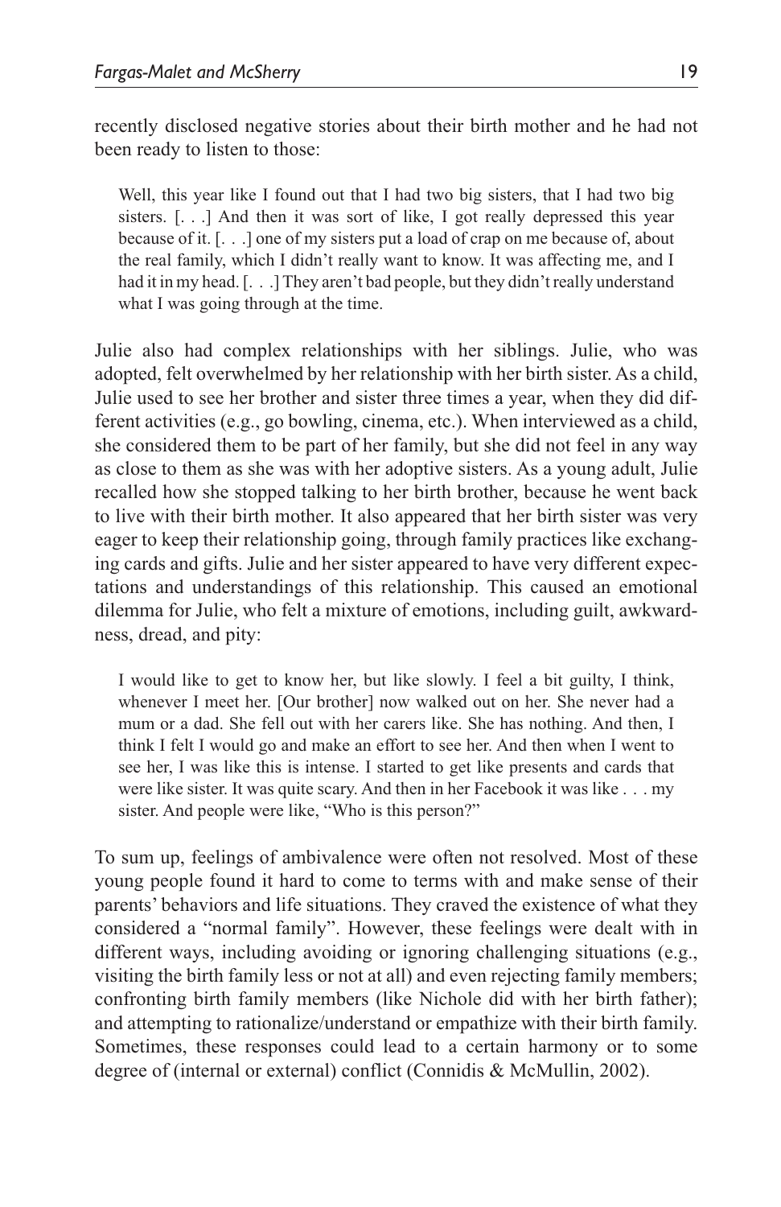recently disclosed negative stories about their birth mother and he had not been ready to listen to those:

> Well, this year like I found out that I had two big sisters, that I had two big sisters. [. . .] And then it was sort of like, I got really depressed this year because of it. [. . .] one of my sisters put a load of crap on me because of, about the real family, which I didn't really want to know. It was affecting me, and I had it in my head. [. . .] They aren't bad people, but they didn't really understand what I was going through at the time.

Julie also had complex relationships with her siblings. Julie, who was adopted, felt overwhelmed by her relationship with her birth sister. As a child, Julie used to see her brother and sister three times a year, when they did different activities (e.g., go bowling, cinema, etc.). When interviewed as a child, she considered them to be part of her family, but she did not feel in any way as close to them as she was with her adoptive sisters. As a young adult, Julie recalled how she stopped talking to her birth brother, because he went back to live with their birth mother. It also appeared that her birth sister was very eager to keep their relationship going, through family practices like exchanging cards and gifts. Julie and her sister appeared to have very different expectations and understandings of this relationship. This caused an emotional dilemma for Julie, who felt a mixture of emotions, including guilt, awkwardness, dread, and pity:

> I would like to get to know her, but like slowly. I feel a bit guilty, I think, whenever I meet her. [Our brother] now walked out on her. She never had a mum or a dad. She fell out with her carers like. She has nothing. And then, I think I felt I would go and make an effort to see her. And then when I went to see her, I was like this is intense. I started to get like presents and cards that were like sister. It was quite scary. And then in her Facebook it was like . . . my sister. And people were like, "Who is this person?"

To sum up, feelings of ambivalence were often not resolved. Most of these young people found it hard to come to terms with and make sense of their parents' behaviors and life situations. They craved the existence of what they considered a "normal family". However, these feelings were dealt with in different ways, including avoiding or ignoring challenging situations (e.g., visiting the birth family less or not at all) and even rejecting family members; confronting birth family members (like Nichole did with her birth father); and attempting to rationalize/understand or empathize with their birth family. Sometimes, these responses could lead to a certain harmony or to some degree of (internal or external) conflict (Connidis & McMullin, 2002).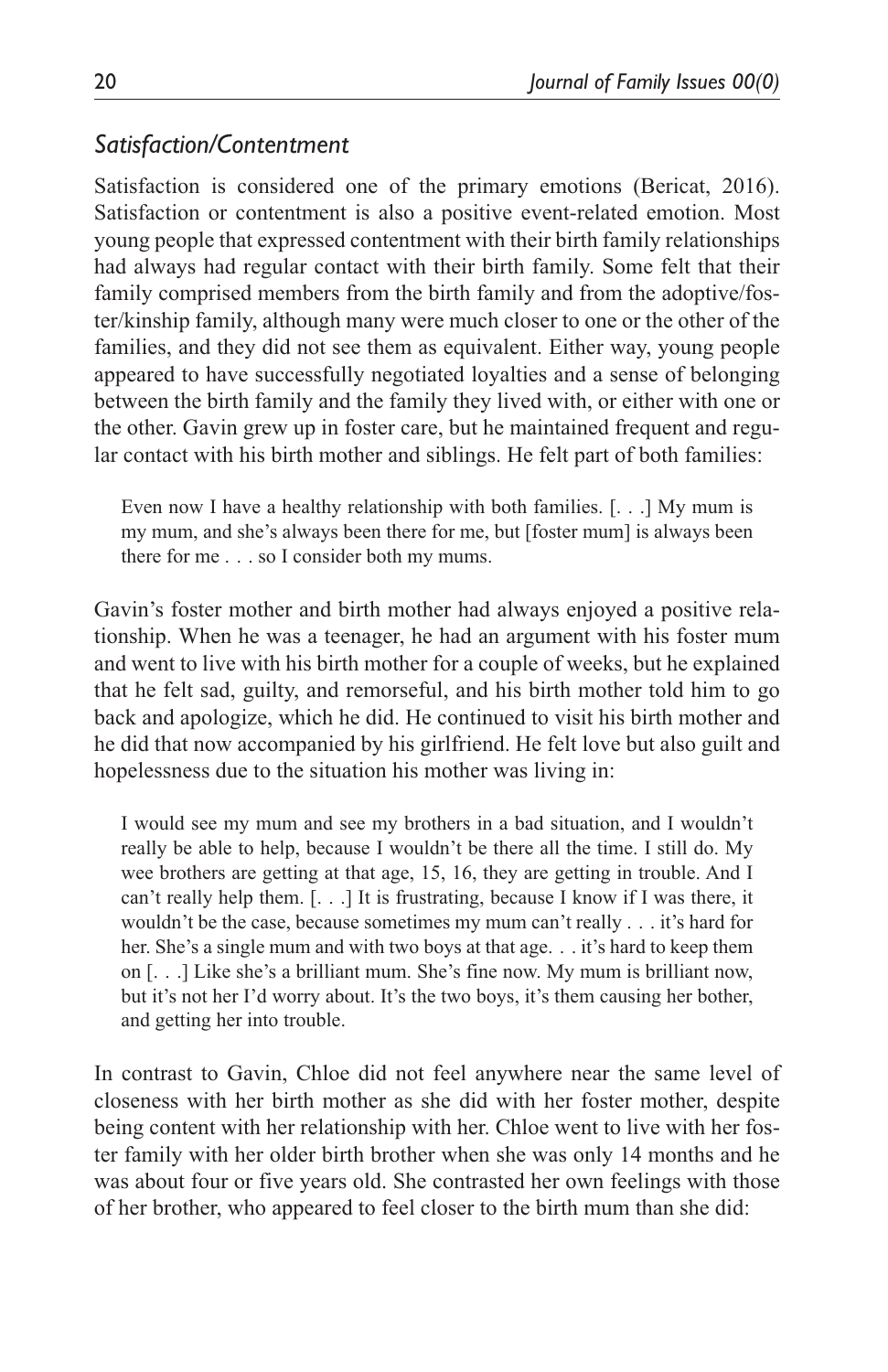### *Satisfaction/Contentment*

Satisfaction is considered one of the primary emotions (Bericat, 2016). Satisfaction or contentment is also a positive event-related emotion. Most young people that expressed contentment with their birth family relationships had always had regular contact with their birth family. Some felt that their family comprised members from the birth family and from the adoptive/foster/kinship family, although many were much closer to one or the other of the families, and they did not see them as equivalent. Either way, young people appeared to have successfully negotiated loyalties and a sense of belonging between the birth family and the family they lived with, or either with one or the other. Gavin grew up in foster care, but he maintained frequent and regular contact with his birth mother and siblings. He felt part of both families:

> Even now I have a healthy relationship with both families. [. . .] My mum is my mum, and she's always been there for me, but [foster mum] is always been there for me . . . so I consider both my mums.

Gavin's foster mother and birth mother had always enjoyed a positive relationship. When he was a teenager, he had an argument with his foster mum and went to live with his birth mother for a couple of weeks, but he explained that he felt sad, guilty, and remorseful, and his birth mother told him to go back and apologize, which he did. He continued to visit his birth mother and he did that now accompanied by his girlfriend. He felt love but also guilt and hopelessness due to the situation his mother was living in:

> I would see my mum and see my brothers in a bad situation, and I wouldn't really be able to help, because I wouldn't be there all the time. I still do. My wee brothers are getting at that age, 15, 16, they are getting in trouble. And I can't really help them. [. . .] It is frustrating, because I know if I was there, it wouldn't be the case, because sometimes my mum can't really . . . it's hard for her. She's a single mum and with two boys at that age. . . it's hard to keep them on [. . .] Like she's a brilliant mum. She's fine now. My mum is brilliant now, but it's not her I'd worry about. It's the two boys, it's them causing her bother, and getting her into trouble.

In contrast to Gavin, Chloe did not feel anywhere near the same level of closeness with her birth mother as she did with her foster mother, despite being content with her relationship with her. Chloe went to live with her foster family with her older birth brother when she was only 14 months and he was about four or five years old. She contrasted her own feelings with those of her brother, who appeared to feel closer to the birth mum than she did: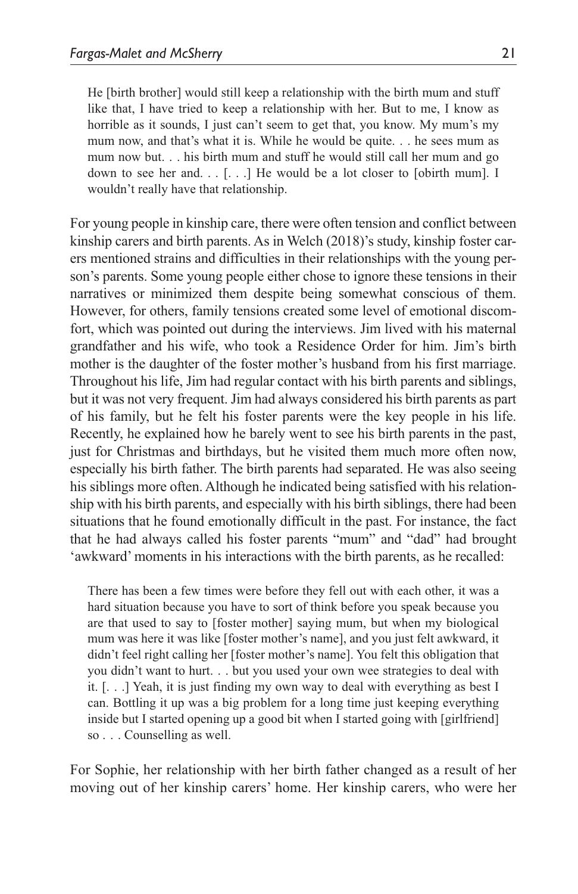> He [birth brother] would still keep a relationship with the birth mum and stuff like that, I have tried to keep a relationship with her. But to me, I know as horrible as it sounds, I just can't seem to get that, you know. My mum's my mum now, and that's what it is. While he would be quite. . . he sees mum as mum now but. . . his birth mum and stuff he would still call her mum and go down to see her and. . . [. . .] He would be a lot closer to [obirth mum]. I wouldn't really have that relationship.

For young people in kinship care, there were often tension and conflict between kinship carers and birth parents. As in Welch (2018)'s study, kinship foster carers mentioned strains and difficulties in their relationships with the young person's parents. Some young people either chose to ignore these tensions in their narratives or minimized them despite being somewhat conscious of them. However, for others, family tensions created some level of emotional discomfort, which was pointed out during the interviews. Jim lived with his maternal grandfather and his wife, who took a Residence Order for him. Jim's birth mother is the daughter of the foster mother's husband from his first marriage. Throughout his life, Jim had regular contact with his birth parents and siblings, but it was not very frequent. Jim had always considered his birth parents as part of his family, but he felt his foster parents were the key people in his life. Recently, he explained how he barely went to see his birth parents in the past, just for Christmas and birthdays, but he visited them much more often now, especially his birth father. The birth parents had separated. He was also seeing his siblings more often. Although he indicated being satisfied with his relationship with his birth parents, and especially with his birth siblings, there had been situations that he found emotionally difficult in the past. For instance, the fact that he had always called his foster parents "mum" and "dad" had brought 'awkward' moments in his interactions with the birth parents, as he recalled:

> There has been a few times were before they fell out with each other, it was a hard situation because you have to sort of think before you speak because you are that used to say to [foster mother] saying mum, but when my biological mum was here it was like [foster mother's name], and you just felt awkward, it didn't feel right calling her [foster mother's name]. You felt this obligation that you didn't want to hurt. . . but you used your own wee strategies to deal with it. [. . .] Yeah, it is just finding my own way to deal with everything as best I can. Bottling it up was a big problem for a long time just keeping everything inside but I started opening up a good bit when I started going with [girlfriend] so . . . Counselling as well.

For Sophie, her relationship with her birth father changed as a result of her moving out of her kinship carers' home. Her kinship carers, who were her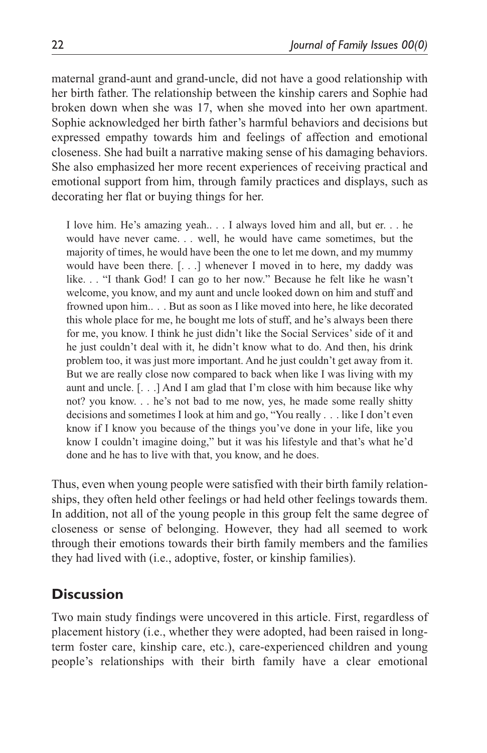maternal grand-aunt and grand-uncle, did not have a good relationship with her birth father. The relationship between the kinship carers and Sophie had broken down when she was 17, when she moved into her own apartment. Sophie acknowledged her birth father's harmful behaviors and decisions but expressed empathy towards him and feelings of affection and emotional closeness. She had built a narrative making sense of his damaging behaviors. She also emphasized her more recent experiences of receiving practical and emotional support from him, through family practices and displays, such as decorating her flat or buying things for her.

> I love him. He's amazing yeah.. . . I always loved him and all, but er. . . he would have never came. . . well, he would have came sometimes, but the majority of times, he would have been the one to let me down, and my mummy would have been there. [. . .] whenever I moved in to here, my daddy was like. . . "I thank God! I can go to her now." Because he felt like he wasn't welcome, you know, and my aunt and uncle looked down on him and stuff and frowned upon him.. . . But as soon as I like moved into here, he like decorated this whole place for me, he bought me lots of stuff, and he's always been there for me, you know. I think he just didn't like the Social Services' side of it and he just couldn't deal with it, he didn't know what to do. And then, his drink problem too, it was just more important. And he just couldn't get away from it. But we are really close now compared to back when like I was living with my aunt and uncle. [. . .] And I am glad that I'm close with him because like why not? you know. . . he's not bad to me now, yes, he made some really shitty decisions and sometimes I look at him and go, "You really . . . like I don't even know if I know you because of the things you've done in your life, like you know I couldn't imagine doing," but it was his lifestyle and that's what he'd done and he has to live with that, you know, and he does.

Thus, even when young people were satisfied with their birth family relationships, they often held other feelings or had held other feelings towards them. In addition, not all of the young people in this group felt the same degree of closeness or sense of belonging. However, they had all seemed to work through their emotions towards their birth family members and the families they had lived with (i.e., adoptive, foster, or kinship families).

## Discussion

Two main study findings were uncovered in this article. First, regardless of placement history (i.e., whether they were adopted, had been raised in long-term foster care, kinship care, etc.), care-experienced children and young people's relationships with their birth family have a clear emotional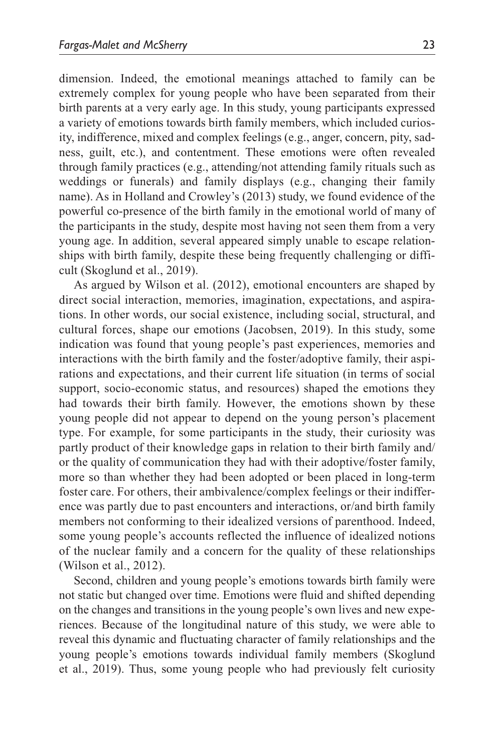dimension. Indeed, the emotional meanings attached to family can be extremely complex for young people who have been separated from their birth parents at a very early age. In this study, young participants expressed a variety of emotions towards birth family members, which included curiosity, indifference, mixed and complex feelings (e.g., anger, concern, pity, sadness, guilt, etc.), and contentment. These emotions were often revealed through family practices (e.g., attending/not attending family rituals such as weddings or funerals) and family displays (e.g., changing their family name). As in Holland and Crowley's (2013) study, we found evidence of the powerful co-presence of the birth family in the emotional world of many of the participants in the study, despite most having not seen them from a very young age. In addition, several appeared simply unable to escape relationships with birth family, despite these being frequently challenging or difficult (Skoglund et al., 2019).

As argued by Wilson et al. (2012), emotional encounters are shaped by direct social interaction, memories, imagination, expectations, and aspirations. In other words, our social existence, including social, structural, and cultural forces, shape our emotions (Jacobsen, 2019). In this study, some indication was found that young people's past experiences, memories and interactions with the birth family and the foster/adoptive family, their aspirations and expectations, and their current life situation (in terms of social support, socio-economic status, and resources) shaped the emotions they had towards their birth family. However, the emotions shown by these young people did not appear to depend on the young person's placement type. For example, for some participants in the study, their curiosity was partly product of their knowledge gaps in relation to their birth family and/or the quality of communication they had with their adoptive/foster family, more so than whether they had been adopted or been placed in long-term foster care. For others, their ambivalence/complex feelings or their indifference was partly due to past encounters and interactions, or/and birth family members not conforming to their idealized versions of parenthood. Indeed, some young people's accounts reflected the influence of idealized notions of the nuclear family and a concern for the quality of these relationships (Wilson et al., 2012).

Second, children and young people's emotions towards birth family were not static but changed over time. Emotions were fluid and shifted depending on the changes and transitions in the young people's own lives and new experiences. Because of the longitudinal nature of this study, we were able to reveal this dynamic and fluctuating character of family relationships and the young people's emotions towards individual family members (Skoglund et al., 2019). Thus, some young people who had previously felt curiosity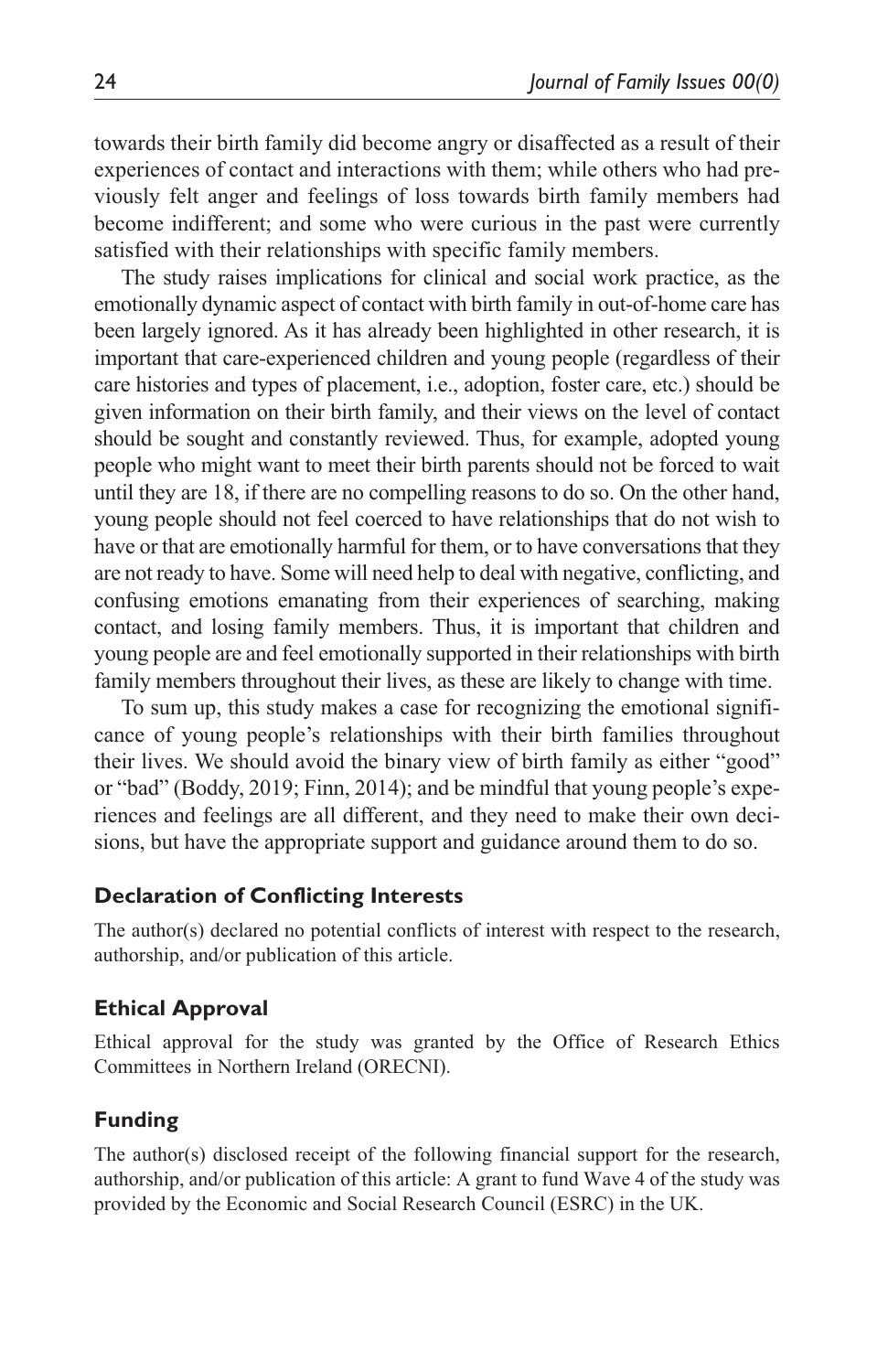towards their birth family did become angry or disaffected as a result of their experiences of contact and interactions with them; while others who had previously felt anger and feelings of loss towards birth family members had become indifferent; and some who were curious in the past were currently satisfied with their relationships with specific family members.

The study raises implications for clinical and social work practice, as the emotionally dynamic aspect of contact with birth family in out-of-home care has been largely ignored. As it has already been highlighted in other research, it is important that care-experienced children and young people (regardless of their care histories and types of placement, i.e., adoption, foster care, etc.) should be given information on their birth family, and their views on the level of contact should be sought and constantly reviewed. Thus, for example, adopted young people who might want to meet their birth parents should not be forced to wait until they are 18, if there are no compelling reasons to do so. On the other hand, young people should not feel coerced to have relationships that do not wish to have or that are emotionally harmful for them, or to have conversations that they are not ready to have. Some will need help to deal with negative, conflicting, and confusing emotions emanating from their experiences of searching, making contact, and losing family members. Thus, it is important that children and young people are and feel emotionally supported in their relationships with birth family members throughout their lives, as these are likely to change with time.

To sum up, this study makes a case for recognizing the emotional significance of young people's relationships with their birth families throughout their lives. We should avoid the binary view of birth family as either "good" or "bad" (Boddy, 2019; Finn, 2014); and be mindful that young people's experiences and feelings are all different, and they need to make their own decisions, but have the appropriate support and guidance around them to do so.

## Declaration of Conflicting Interests

The author(s) declared no potential conflicts of interest with respect to the research, authorship, and/or publication of this article.

## Ethical Approval

Ethical approval for the study was granted by the Office of Research Ethics Committees in Northern Ireland (ORECNI).

## Funding

The author(s) disclosed receipt of the following financial support for the research, authorship, and/or publication of this article: A grant to fund Wave 4 of the study was provided by the Economic and Social Research Council (ESRC) in the UK.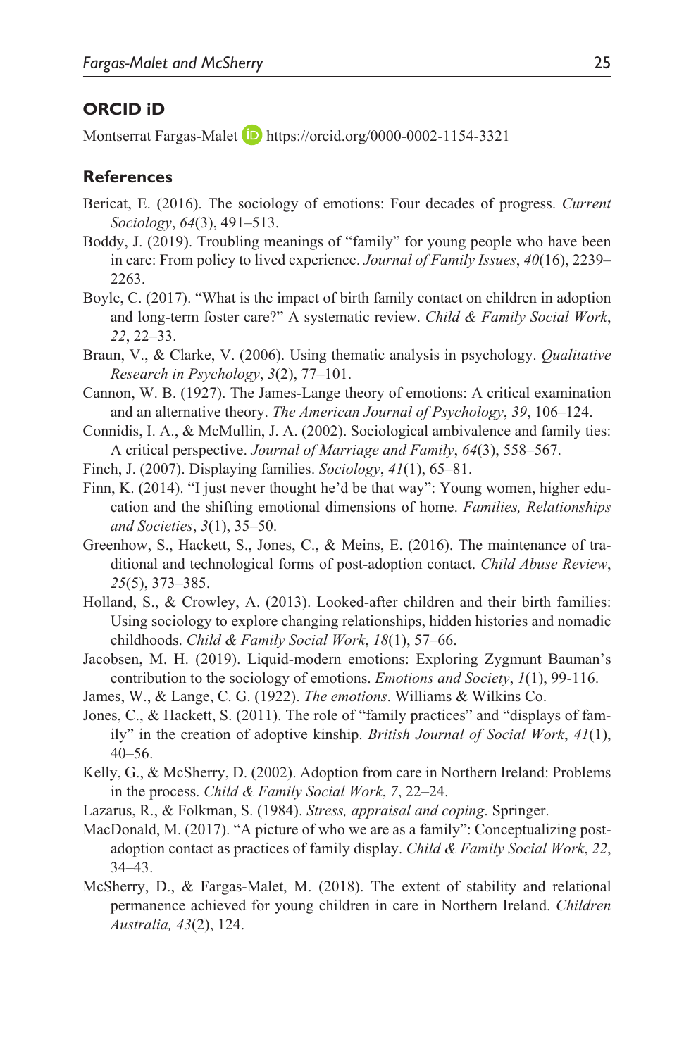## ORCID iD

Montserrat Fargas-Malet https://orcid.org/0000-0002-1154-3321

## References

Bericat, E. (2016). The sociology of emotions: Four decades of progress. *Current Sociology*, *64*(3), 491–513.

Boddy, J. (2019). Troubling meanings of "family" for young people who have been in care: From policy to lived experience. *Journal of Family Issues*, *40*(16), 2239–2263.

Boyle, C. (2017). "What is the impact of birth family contact on children in adoption and long-term foster care?" A systematic review. *Child & Family Social Work*, *22*, 22–33.

Braun, V., & Clarke, V. (2006). Using thematic analysis in psychology. *Qualitative Research in Psychology*, *3*(2), 77–101.

Cannon, W. B. (1927). The James-Lange theory of emotions: A critical examination and an alternative theory. *The American Journal of Psychology*, *39*, 106–124.

Connidis, I. A., & McMullin, J. A. (2002). Sociological ambivalence and family ties: A critical perspective. *Journal of Marriage and Family*, *64*(3), 558–567.

Finch, J. (2007). Displaying families. *Sociology*, *41*(1), 65–81.

Finn, K. (2014). "I just never thought he'd be that way": Young women, higher education and the shifting emotional dimensions of home. *Families, Relationships and Societies*, *3*(1), 35–50.

Greenhow, S., Hackett, S., Jones, C., & Meins, E. (2016). The maintenance of traditional and technological forms of post-adoption contact. *Child Abuse Review*, *25*(5), 373–385.

Holland, S., & Crowley, A. (2013). Looked-after children and their birth families: Using sociology to explore changing relationships, hidden histories and nomadic childhoods. *Child & Family Social Work*, *18*(1), 57–66.

Jacobsen, M. H. (2019). Liquid-modern emotions: Exploring Zygmunt Bauman's contribution to the sociology of emotions. *Emotions and Society*, *1*(1), 99-116.

James, W., & Lange, C. G. (1922). *The emotions*. Williams & Wilkins Co.

Jones, C., & Hackett, S. (2011). The role of "family practices" and "displays of family" in the creation of adoptive kinship. *British Journal of Social Work*, *41*(1), 40–56.

Kelly, G., & McSherry, D. (2002). Adoption from care in Northern Ireland: Problems in the process. *Child & Family Social Work*, *7*, 22–24.

Lazarus, R., & Folkman, S. (1984). *Stress, appraisal and coping*. Springer.

MacDonald, M. (2017). "A picture of who we are as a family": Conceptualizing post-adoption contact as practices of family display. *Child & Family Social Work*, *22*, 34–43.

McSherry, D., & Fargas-Malet, M. (2018). The extent of stability and relational permanence achieved for young children in care in Northern Ireland. *Children Australia, 43*(2), 124.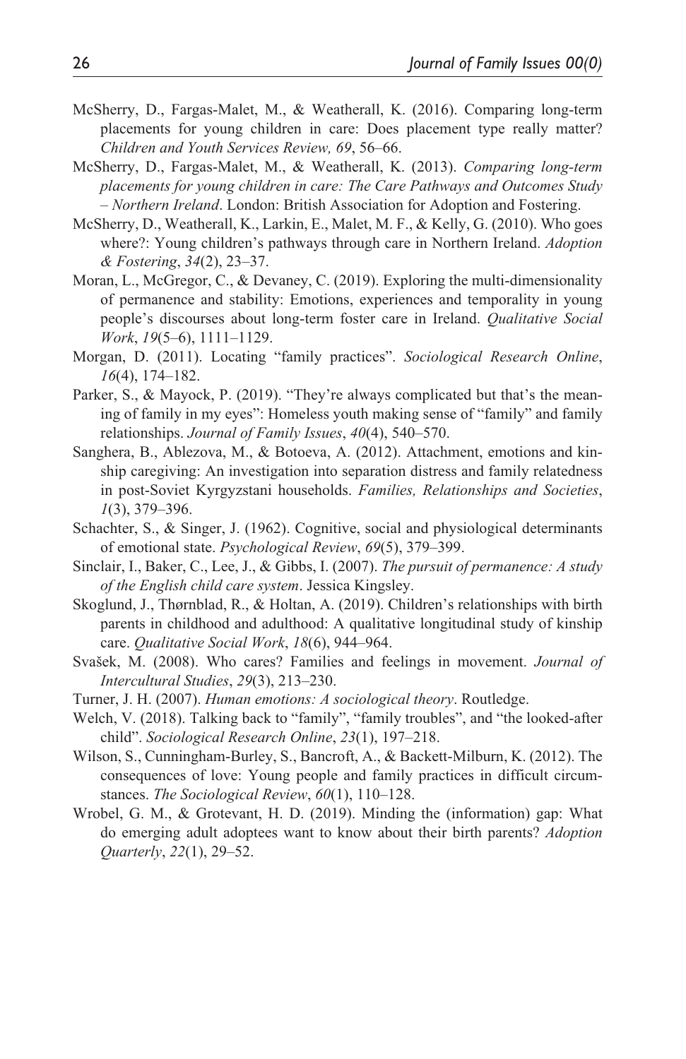McSherry, D., Fargas-Malet, M., & Weatherall, K. (2016). Comparing long-term placements for young children in care: Does placement type really matter? *Children and Youth Services Review, 69*, 56–66.

McSherry, D., Fargas-Malet, M., & Weatherall, K. (2013). *Comparing long-term placements for young children in care: The Care Pathways and Outcomes Study – Northern Ireland*. London: British Association for Adoption and Fostering.

McSherry, D., Weatherall, K., Larkin, E., Malet, M. F., & Kelly, G. (2010). Who goes where?: Young children's pathways through care in Northern Ireland. *Adoption & Fostering*, *34*(2), 23–37.

Moran, L., McGregor, C., & Devaney, C. (2019). Exploring the multi-dimensionality of permanence and stability: Emotions, experiences and temporality in young people's discourses about long-term foster care in Ireland. *Qualitative Social Work*, *19*(5–6), 1111–1129.

Morgan, D. (2011). Locating "family practices". *Sociological Research Online*, *16*(4), 174–182.

Parker, S., & Mayock, P. (2019). "They're always complicated but that's the meaning of family in my eyes": Homeless youth making sense of "family" and family relationships. *Journal of Family Issues*, *40*(4), 540–570.

Sanghera, B., Ablezova, M., & Botoeva, A. (2012). Attachment, emotions and kinship caregiving: An investigation into separation distress and family relatedness in post-Soviet Kyrgyzstani households. *Families, Relationships and Societies*, *1*(3), 379–396.

Schachter, S., & Singer, J. (1962). Cognitive, social and physiological determinants of emotional state. *Psychological Review*, *69*(5), 379–399.

Sinclair, I., Baker, C., Lee, J., & Gibbs, I. (2007). *The pursuit of permanence: A study of the English child care system*. Jessica Kingsley.

Skoglund, J., Thørnblad, R., & Holtan, A. (2019). Children's relationships with birth parents in childhood and adulthood: A qualitative longitudinal study of kinship care. *Qualitative Social Work*, *18*(6), 944–964.

Svašek, M. (2008). Who cares? Families and feelings in movement. *Journal of Intercultural Studies*, *29*(3), 213–230.

Turner, J. H. (2007). *Human emotions: A sociological theory*. Routledge.

Welch, V. (2018). Talking back to "family", "family troubles", and "the looked-after child". *Sociological Research Online*, *23*(1), 197–218.

Wilson, S., Cunningham-Burley, S., Bancroft, A., & Backett-Milburn, K. (2012). The consequences of love: Young people and family practices in difficult circumstances. *The Sociological Review*, *60*(1), 110–128.

Wrobel, G. M., & Grotevant, H. D. (2019). Minding the (information) gap: What do emerging adult adoptees want to know about their birth parents? *Adoption Quarterly*, *22*(1), 29–52.